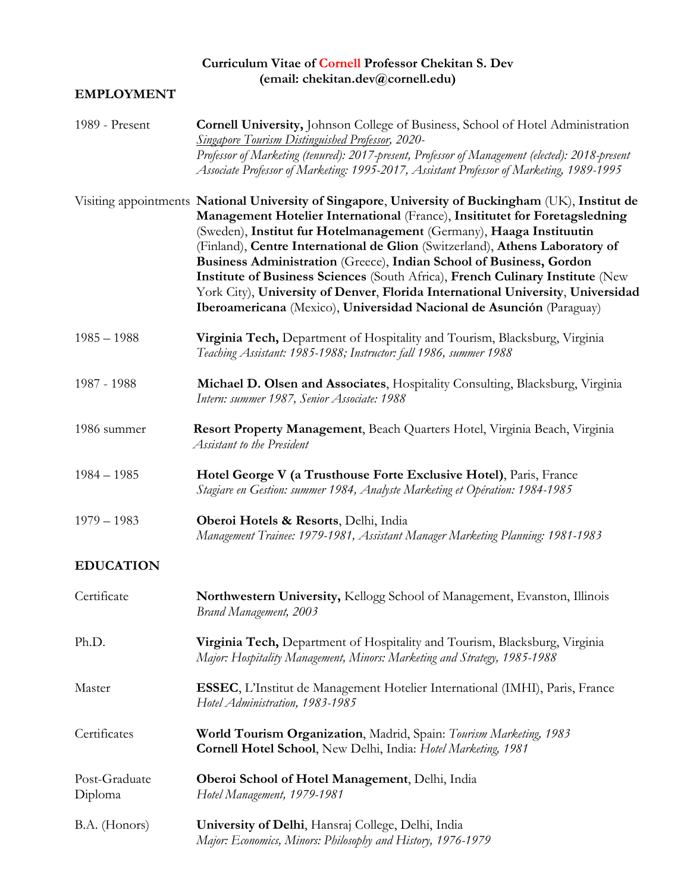**Curriculum Vitae of Cornell Professor Chekitan S. Dev**
**(email: chekitan.dev@cornell.edu)**

## EMPLOYMENT

| | |
|---|---|
| 1989 - Present | **Cornell University,** Johnson College of Business, School of Hotel Administration<br>*Singapore Tourism Distinguished Professor, 2020-*<br>*Professor of Marketing (tenured): 2017-present, Professor of Management (elected): 2018-present*<br>*Associate Professor of Marketing: 1995-2017, Assistant Professor of Marketing, 1989-1995* |
| Visiting appointments | **National University of Singapore**, **University of Buckingham** (UK), **Institut de Management Hotelier International** (France), **Insititutet for Foretagsledning** (Sweden), **Institut fur Hotelmanagement** (Germany), **Haaga Instituutin** (Finland), **Centre International de Glion** (Switzerland), **Athens Laboratory of Business Administration** (Greece), **Indian School of Business, Gordon Institute of Business Sciences** (South Africa), **French Culinary Institute** (New York City), **University of Denver**, **Florida International University**, **Universidad Iberoamericana** (Mexico), **Universidad Nacional de Asunción** (Paraguay) |
| 1985 – 1988 | **Virginia Tech,** Department of Hospitality and Tourism, Blacksburg, Virginia<br>*Teaching Assistant: 1985-1988; Instructor: fall 1986, summer 1988* |
| 1987 - 1988 | **Michael D. Olsen and Associates**, Hospitality Consulting, Blacksburg, Virginia<br>*Intern: summer 1987, Senior Associate: 1988* |
| 1986 summer | **Resort Property Management**, Beach Quarters Hotel, Virginia Beach, Virginia<br>*Assistant to the President* |
| 1984 – 1985 | **Hotel George V (a Trusthouse Forte Exclusive Hotel)**, Paris, France<br>*Stagiare en Gestion: summer 1984, Analyste Marketing et Opération: 1984-1985* |
| 1979 – 1983 | **Oberoi Hotels & Resorts**, Delhi, India<br>*Management Trainee: 1979-1981, Assistant Manager Marketing Planning: 1981-1983* |

## EDUCATION

| | |
|---|---|
| Certificate | **Northwestern University,** Kellogg School of Management, Evanston, Illinois<br>*Brand Management, 2003* |
| Ph.D. | **Virginia Tech,** Department of Hospitality and Tourism, Blacksburg, Virginia<br>*Major: Hospitality Management, Minors: Marketing and Strategy, 1985-1988* |
| Master | **ESSEC**, L'Institut de Management Hotelier International (IMHI), Paris, France<br>*Hotel Administration, 1983-1985* |
| Certificates | **World Tourism Organization**, Madrid, Spain: *Tourism Marketing, 1983*<br>**Cornell Hotel School**, New Delhi, India: *Hotel Marketing, 1981* |
| Post-Graduate Diploma | **Oberoi School of Hotel Management**, Delhi, India<br>*Hotel Management, 1979-1981* |
| B.A. (Honors) | **University of Delhi**, Hansraj College, Delhi, India<br>*Major: Economics, Minors: Philosophy and History, 1976-1979* |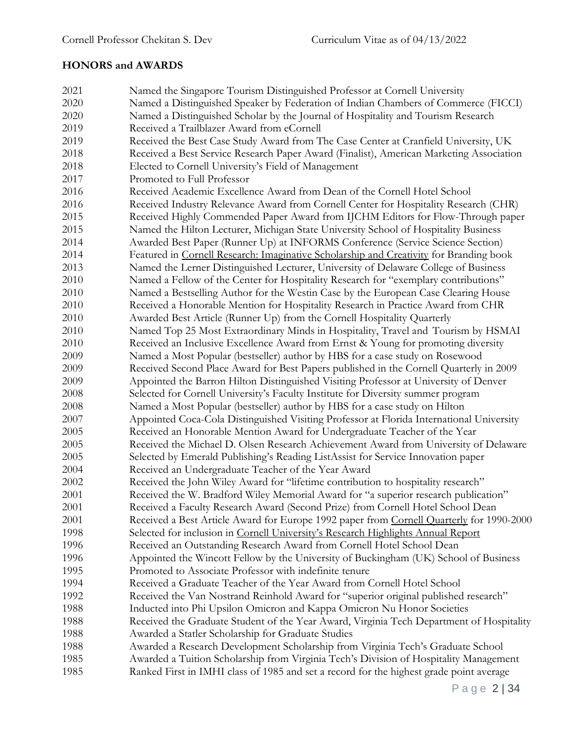## HONORS and AWARDS

| | |
|---|---|
| 2021 | Named the Singapore Tourism Distinguished Professor at Cornell University |
| 2020 | Named a Distinguished Speaker by Federation of Indian Chambers of Commerce (FICCI) |
| 2020 | Named a Distinguished Scholar by the Journal of Hospitality and Tourism Research |
| 2019 | Received a Trailblazer Award from eCornell |
| 2019 | Received the Best Case Study Award from The Case Center at Cranfield University, UK |
| 2018 | Received a Best Service Research Paper Award (Finalist), American Marketing Association |
| 2018 | Elected to Cornell University's Field of Management |
| 2017 | Promoted to Full Professor |
| 2016 | Received Academic Excellence Award from Dean of the Cornell Hotel School |
| 2016 | Received Industry Relevance Award from Cornell Center for Hospitality Research (CHR) |
| 2015 | Received Highly Commended Paper Award from IJCHM Editors for Flow-Through paper |
| 2015 | Named the Hilton Lecturer, Michigan State University School of Hospitality Business |
| 2014 | Awarded Best Paper (Runner Up) at INFORMS Conference (Service Science Section) |
| 2014 | Featured in Cornell Research: Imaginative Scholarship and Creativity for Branding book |
| 2013 | Named the Lerner Distinguished Lecturer, University of Delaware College of Business |
| 2010 | Named a Fellow of the Center for Hospitality Research for "exemplary contributions" |
| 2010 | Named a Bestselling Author for the Westin Case by the European Case Clearing House |
| 2010 | Received a Honorable Mention for Hospitality Research in Practice Award from CHR |
| 2010 | Awarded Best Article (Runner Up) from the Cornell Hospitality Quarterly |
| 2010 | Named Top 25 Most Extraordinary Minds in Hospitality, Travel and Tourism by HSMAI |
| 2010 | Received an Inclusive Excellence Award from Ernst & Young for promoting diversity |
| 2009 | Named a Most Popular (bestseller) author by HBS for a case study on Rosewood |
| 2009 | Received Second Place Award for Best Papers published in the Cornell Quarterly in 2009 |
| 2009 | Appointed the Barron Hilton Distinguished Visiting Professor at University of Denver |
| 2008 | Selected for Cornell University's Faculty Institute for Diversity summer program |
| 2008 | Named a Most Popular (bestseller) author by HBS for a case study on Hilton |
| 2007 | Appointed Coca-Cola Distinguished Visiting Professor at Florida International University |
| 2005 | Received an Honorable Mention Award for Undergraduate Teacher of the Year |
| 2005 | Received the Michael D. Olsen Research Achievement Award from University of Delaware |
| 2005 | Selected by Emerald Publishing's Reading ListAssist for Service Innovation paper |
| 2004 | Received an Undergraduate Teacher of the Year Award |
| 2002 | Received the John Wiley Award for "lifetime contribution to hospitality research" |
| 2001 | Received the W. Bradford Wiley Memorial Award for "a superior research publication" |
| 2001 | Received a Faculty Research Award (Second Prize) from Cornell Hotel School Dean |
| 2001 | Received a Best Article Award for Europe 1992 paper from Cornell Quarterly for 1990-2000 |
| 1998 | Selected for inclusion in Cornell University's Research Highlights Annual Report |
| 1996 | Received an Outstanding Research Award from Cornell Hotel School Dean |
| 1996 | Appointed the Wincott Fellow by the University of Buckingham (UK) School of Business |
| 1995 | Promoted to Associate Professor with indefinite tenure |
| 1994 | Received a Graduate Teacher of the Year Award from Cornell Hotel School |
| 1992 | Received the Van Nostrand Reinhold Award for "superior original published research" |
| 1988 | Inducted into Phi Upsilon Omicron and Kappa Omicron Nu Honor Societies |
| 1988 | Received the Graduate Student of the Year Award, Virginia Tech Department of Hospitality |
| 1988 | Awarded a Statler Scholarship for Graduate Studies |
| 1988 | Awarded a Research Development Scholarship from Virginia Tech's Graduate School |
| 1985 | Awarded a Tuition Scholarship from Virginia Tech's Division of Hospitality Management |
| 1985 | Ranked First in IMHI class of 1985 and set a record for the highest grade point average |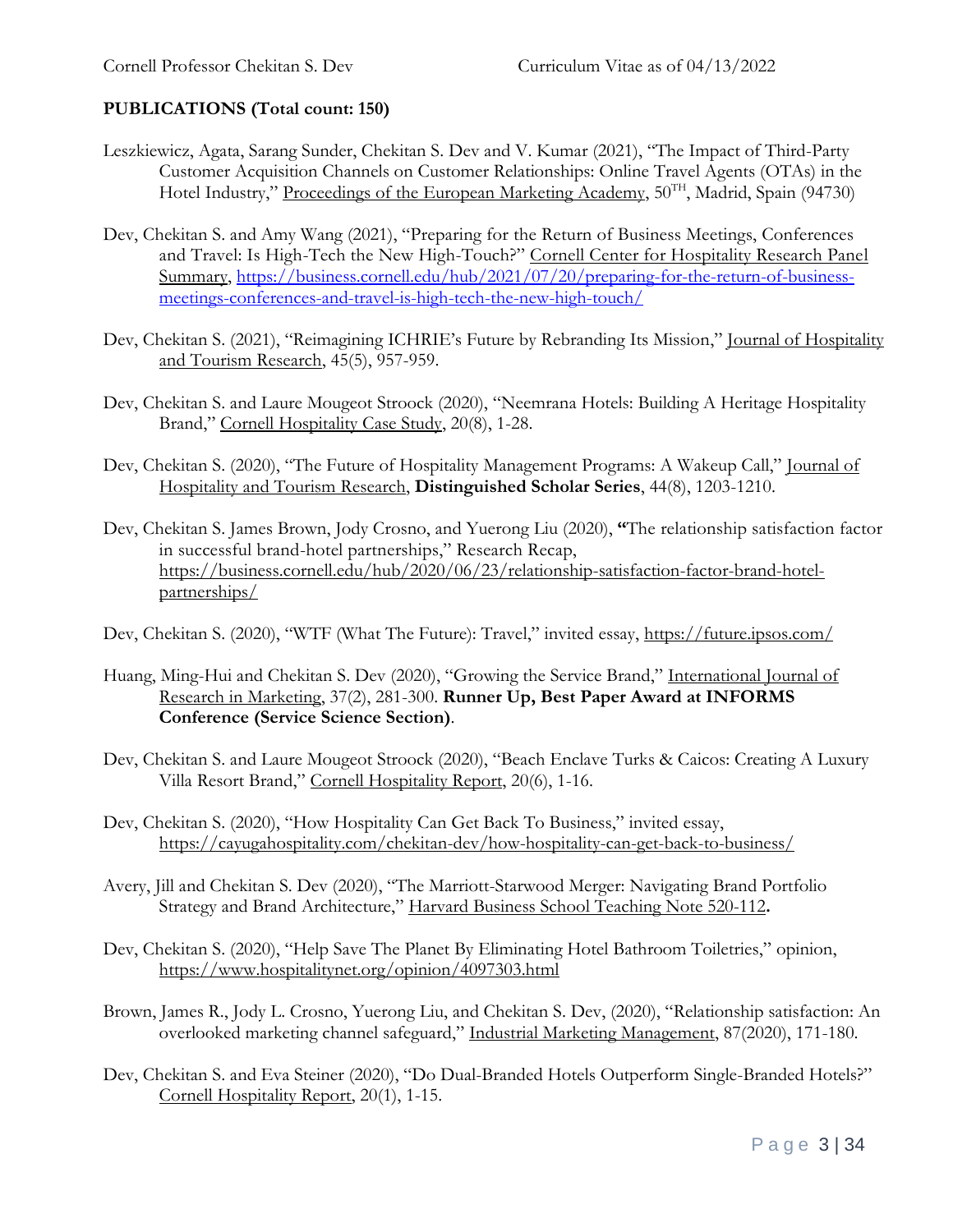**PUBLICATIONS (Total count: 150)**

Leszkiewicz, Agata, Sarang Sunder, Chekitan S. Dev and V. Kumar (2021), "The Impact of Third-Party Customer Acquisition Channels on Customer Relationships: Online Travel Agents (OTAs) in the Hotel Industry," Proceedings of the European Marketing Academy, 50[TH], Madrid, Spain (94730)

Dev, Chekitan S. and Amy Wang (2021), "Preparing for the Return of Business Meetings, Conferences and Travel: Is High-Tech the New High-Touch?" Cornell Center for Hospitality Research Panel Summary, https://business.cornell.edu/hub/2021/07/20/preparing-for-the-return-of-business-meetings-conferences-and-travel-is-high-tech-the-new-high-touch/

Dev, Chekitan S. (2021), "Reimagining ICHRIE's Future by Rebranding Its Mission," Journal of Hospitality and Tourism Research, 45(5), 957-959.

Dev, Chekitan S. and Laure Mougeot Stroock (2020), "Neemrana Hotels: Building A Heritage Hospitality Brand," Cornell Hospitality Case Study, 20(8), 1-28.

Dev, Chekitan S. (2020), "The Future of Hospitality Management Programs: A Wakeup Call," Journal of Hospitality and Tourism Research, **Distinguished Scholar Series**, 44(8), 1203-1210.

Dev, Chekitan S. James Brown, Jody Crosno, and Yuerong Liu (2020), **"**The relationship satisfaction factor in successful brand-hotel partnerships," Research Recap, https://business.cornell.edu/hub/2020/06/23/relationship-satisfaction-factor-brand-hotel-partnerships/

Dev, Chekitan S. (2020), "WTF (What The Future): Travel," invited essay, https://future.ipsos.com/

Huang, Ming-Hui and Chekitan S. Dev (2020), "Growing the Service Brand," International Journal of Research in Marketing, 37(2), 281-300. **Runner Up, Best Paper Award at INFORMS Conference (Service Science Section)**.

Dev, Chekitan S. and Laure Mougeot Stroock (2020), "Beach Enclave Turks & Caicos: Creating A Luxury Villa Resort Brand," Cornell Hospitality Report, 20(6), 1-16.

Dev, Chekitan S. (2020), "How Hospitality Can Get Back To Business," invited essay, https://cayugahospitality.com/chekitan-dev/how-hospitality-can-get-back-to-business/

Avery, Jill and Chekitan S. Dev (2020), "The Marriott-Starwood Merger: Navigating Brand Portfolio Strategy and Brand Architecture," Harvard Business School Teaching Note 520-112**.**

Dev, Chekitan S. (2020), "Help Save The Planet By Eliminating Hotel Bathroom Toiletries," opinion, https://www.hospitalitynet.org/opinion/4097303.html

Brown, James R., Jody L. Crosno, Yuerong Liu, and Chekitan S. Dev, (2020), "Relationship satisfaction: An overlooked marketing channel safeguard," Industrial Marketing Management, 87(2020), 171-180.

Dev, Chekitan S. and Eva Steiner (2020), "Do Dual-Branded Hotels Outperform Single-Branded Hotels?" Cornell Hospitality Report, 20(1), 1-15.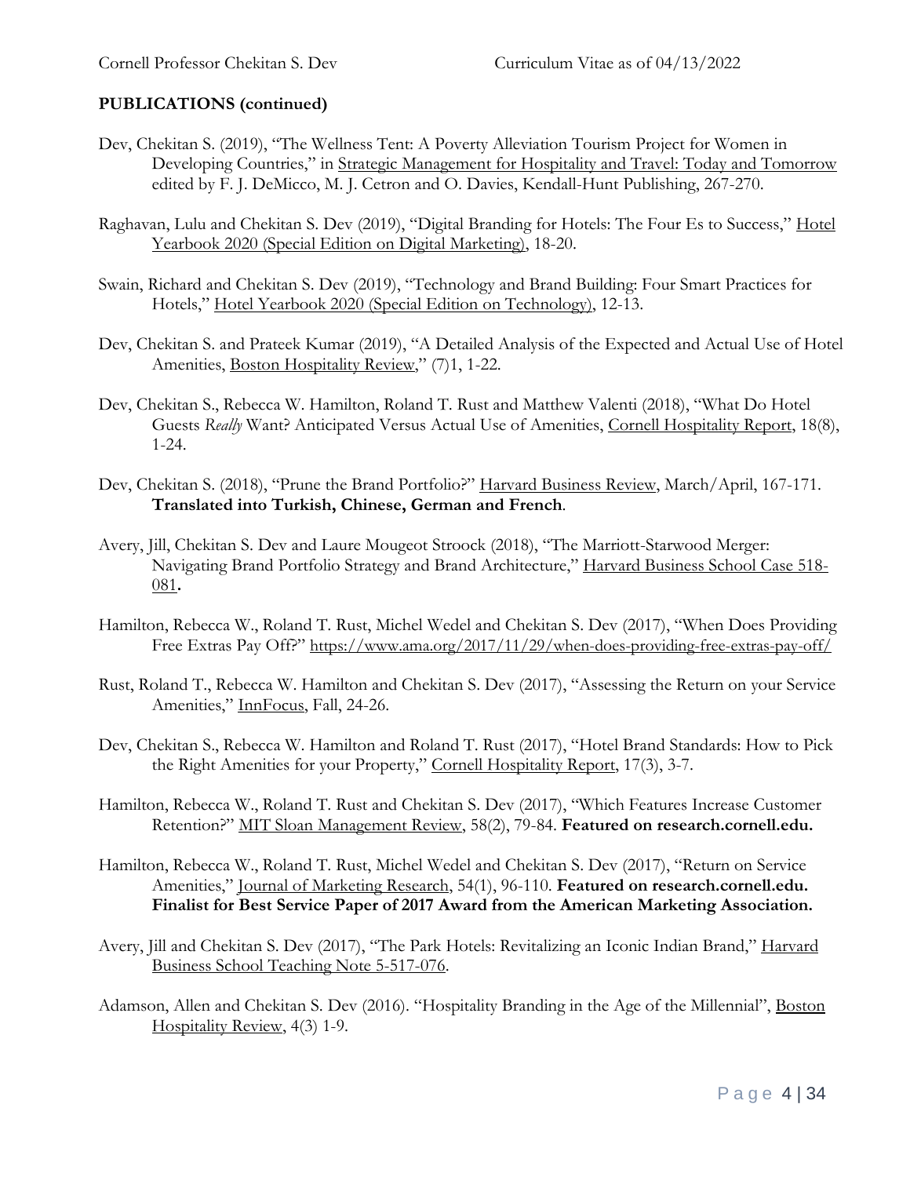**PUBLICATIONS (continued)**

Dev, Chekitan S. (2019), "The Wellness Tent: A Poverty Alleviation Tourism Project for Women in Developing Countries," in Strategic Management for Hospitality and Travel: Today and Tomorrow edited by F. J. DeMicco, M. J. Cetron and O. Davies, Kendall-Hunt Publishing, 267-270.

Raghavan, Lulu and Chekitan S. Dev (2019), "Digital Branding for Hotels: The Four Es to Success," Hotel Yearbook 2020 (Special Edition on Digital Marketing), 18-20.

Swain, Richard and Chekitan S. Dev (2019), "Technology and Brand Building: Four Smart Practices for Hotels," Hotel Yearbook 2020 (Special Edition on Technology), 12-13.

Dev, Chekitan S. and Prateek Kumar (2019), "A Detailed Analysis of the Expected and Actual Use of Hotel Amenities, Boston Hospitality Review," (7)1, 1-22.

Dev, Chekitan S., Rebecca W. Hamilton, Roland T. Rust and Matthew Valenti (2018), "What Do Hotel Guests *Really* Want? Anticipated Versus Actual Use of Amenities, Cornell Hospitality Report, 18(8), 1-24.

Dev, Chekitan S. (2018), "Prune the Brand Portfolio?" Harvard Business Review, March/April, 167-171. **Translated into Turkish, Chinese, German and French**.

Avery, Jill, Chekitan S. Dev and Laure Mougeot Stroock (2018), "The Marriott-Starwood Merger: Navigating Brand Portfolio Strategy and Brand Architecture," Harvard Business School Case 518-081**.**

Hamilton, Rebecca W., Roland T. Rust, Michel Wedel and Chekitan S. Dev (2017), "When Does Providing Free Extras Pay Off?" https://www.ama.org/2017/11/29/when-does-providing-free-extras-pay-off/

Rust, Roland T., Rebecca W. Hamilton and Chekitan S. Dev (2017), "Assessing the Return on your Service Amenities," InnFocus, Fall, 24-26.

Dev, Chekitan S., Rebecca W. Hamilton and Roland T. Rust (2017), "Hotel Brand Standards: How to Pick the Right Amenities for your Property," Cornell Hospitality Report, 17(3), 3-7.

Hamilton, Rebecca W., Roland T. Rust and Chekitan S. Dev (2017), "Which Features Increase Customer Retention?" MIT Sloan Management Review, 58(2), 79-84. **Featured on research.cornell.edu.**

Hamilton, Rebecca W., Roland T. Rust, Michel Wedel and Chekitan S. Dev (2017), "Return on Service Amenities," Journal of Marketing Research, 54(1), 96-110. **Featured on research.cornell.edu. Finalist for Best Service Paper of 2017 Award from the American Marketing Association.**

Avery, Jill and Chekitan S. Dev (2017), "The Park Hotels: Revitalizing an Iconic Indian Brand," Harvard Business School Teaching Note 5-517-076.

Adamson, Allen and Chekitan S. Dev (2016). "Hospitality Branding in the Age of the Millennial", Boston Hospitality Review, 4(3) 1-9.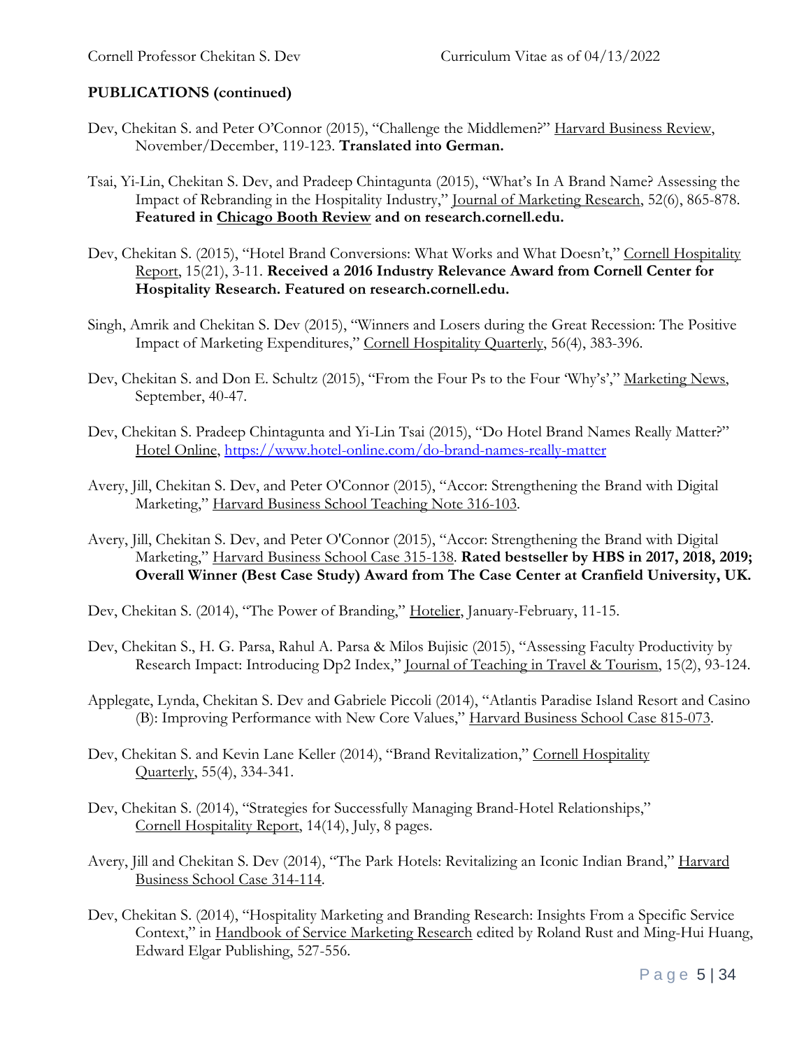**PUBLICATIONS (continued)**

Dev, Chekitan S. and Peter O'Connor (2015), "Challenge the Middlemen?" Harvard Business Review, November/December, 119-123. **Translated into German.**

Tsai, Yi-Lin, Chekitan S. Dev, and Pradeep Chintagunta (2015), "What's In A Brand Name? Assessing the Impact of Rebranding in the Hospitality Industry," Journal of Marketing Research, 52(6), 865-878. **Featured in Chicago Booth Review and on research.cornell.edu.**

Dev, Chekitan S. (2015), "Hotel Brand Conversions: What Works and What Doesn't," Cornell Hospitality Report, 15(21), 3-11. **Received a 2016 Industry Relevance Award from Cornell Center for Hospitality Research. Featured on research.cornell.edu.**

Singh, Amrik and Chekitan S. Dev (2015), "Winners and Losers during the Great Recession: The Positive Impact of Marketing Expenditures," Cornell Hospitality Quarterly, 56(4), 383-396.

Dev, Chekitan S. and Don E. Schultz (2015), "From the Four Ps to the Four 'Why's'," Marketing News, September, 40-47.

Dev, Chekitan S. Pradeep Chintagunta and Yi-Lin Tsai (2015), "Do Hotel Brand Names Really Matter?" Hotel Online, https://www.hotel-online.com/do-brand-names-really-matter

Avery, Jill, Chekitan S. Dev, and Peter O'Connor (2015), "Accor: Strengthening the Brand with Digital Marketing," Harvard Business School Teaching Note 316-103.

Avery, Jill, Chekitan S. Dev, and Peter O'Connor (2015), "Accor: Strengthening the Brand with Digital Marketing," Harvard Business School Case 315-138. **Rated bestseller by HBS in 2017, 2018, 2019; Overall Winner (Best Case Study) Award from The Case Center at Cranfield University, UK.**

Dev, Chekitan S. (2014), "The Power of Branding," Hotelier, January-February, 11-15.

Dev, Chekitan S., H. G. Parsa, Rahul A. Parsa & Milos Bujisic (2015), "Assessing Faculty Productivity by Research Impact: Introducing Dp2 Index," Journal of Teaching in Travel & Tourism, 15(2), 93-124.

Applegate, Lynda, Chekitan S. Dev and Gabriele Piccoli (2014), "Atlantis Paradise Island Resort and Casino (B): Improving Performance with New Core Values," Harvard Business School Case 815-073.

Dev, Chekitan S. and Kevin Lane Keller (2014), "Brand Revitalization," Cornell Hospitality Quarterly, 55(4), 334-341.

Dev, Chekitan S. (2014), "Strategies for Successfully Managing Brand-Hotel Relationships," Cornell Hospitality Report, 14(14), July, 8 pages.

Avery, Jill and Chekitan S. Dev (2014), "The Park Hotels: Revitalizing an Iconic Indian Brand," Harvard Business School Case 314-114.

Dev, Chekitan S. (2014), "Hospitality Marketing and Branding Research: Insights From a Specific Service Context," in Handbook of Service Marketing Research edited by Roland Rust and Ming-Hui Huang, Edward Elgar Publishing, 527-556.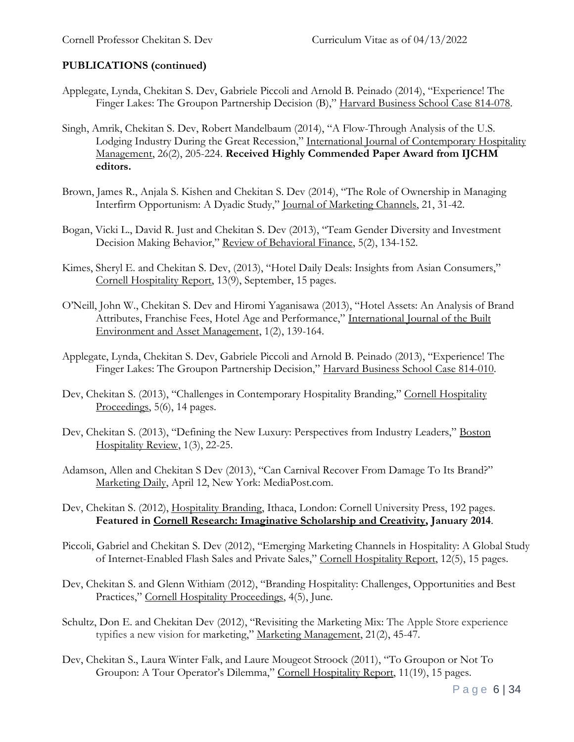**PUBLICATIONS (continued)**

Applegate, Lynda, Chekitan S. Dev, Gabriele Piccoli and Arnold B. Peinado (2014), "Experience! The Finger Lakes: The Groupon Partnership Decision (B)," Harvard Business School Case 814-078.

Singh, Amrik, Chekitan S. Dev, Robert Mandelbaum (2014), "A Flow-Through Analysis of the U.S. Lodging Industry During the Great Recession," International Journal of Contemporary Hospitality Management, 26(2), 205-224. **Received Highly Commended Paper Award from IJCHM editors.**

Brown, James R., Anjala S. Kishen and Chekitan S. Dev (2014), "The Role of Ownership in Managing Interfirm Opportunism: A Dyadic Study," Journal of Marketing Channels, 21, 31-42.

Bogan, Vicki L., David R. Just and Chekitan S. Dev (2013), "Team Gender Diversity and Investment Decision Making Behavior," Review of Behavioral Finance, 5(2), 134-152.

Kimes, Sheryl E. and Chekitan S. Dev, (2013), "Hotel Daily Deals: Insights from Asian Consumers," Cornell Hospitality Report, 13(9), September, 15 pages.

O'Neill, John W., Chekitan S. Dev and Hiromi Yaganisawa (2013), "Hotel Assets: An Analysis of Brand Attributes, Franchise Fees, Hotel Age and Performance," International Journal of the Built Environment and Asset Management, 1(2), 139-164.

Applegate, Lynda, Chekitan S. Dev, Gabriele Piccoli and Arnold B. Peinado (2013), "Experience! The Finger Lakes: The Groupon Partnership Decision," Harvard Business School Case 814-010.

Dev, Chekitan S. (2013), "Challenges in Contemporary Hospitality Branding," Cornell Hospitality Proceedings, 5(6), 14 pages.

Dev, Chekitan S. (2013), "Defining the New Luxury: Perspectives from Industry Leaders," Boston Hospitality Review, 1(3), 22-25.

Adamson, Allen and Chekitan S Dev (2013), "Can Carnival Recover From Damage To Its Brand?" Marketing Daily, April 12, New York: MediaPost.com.

Dev, Chekitan S. (2012), Hospitality Branding, Ithaca, London: Cornell University Press, 192 pages. **Featured in Cornell Research: Imaginative Scholarship and Creativity, January 2014**.

Piccoli, Gabriel and Chekitan S. Dev (2012), "Emerging Marketing Channels in Hospitality: A Global Study of Internet-Enabled Flash Sales and Private Sales," Cornell Hospitality Report, 12(5), 15 pages.

Dev, Chekitan S. and Glenn Withiam (2012), "Branding Hospitality: Challenges, Opportunities and Best Practices," Cornell Hospitality Proceedings, 4(5), June.

Schultz, Don E. and Chekitan Dev (2012), "Revisiting the Marketing Mix: The Apple Store experience typifies a new vision for marketing," Marketing Management, 21(2), 45-47.

Dev, Chekitan S., Laura Winter Falk, and Laure Mougeot Stroock (2011), "To Groupon or Not To Groupon: A Tour Operator's Dilemma," Cornell Hospitality Report, 11(19), 15 pages.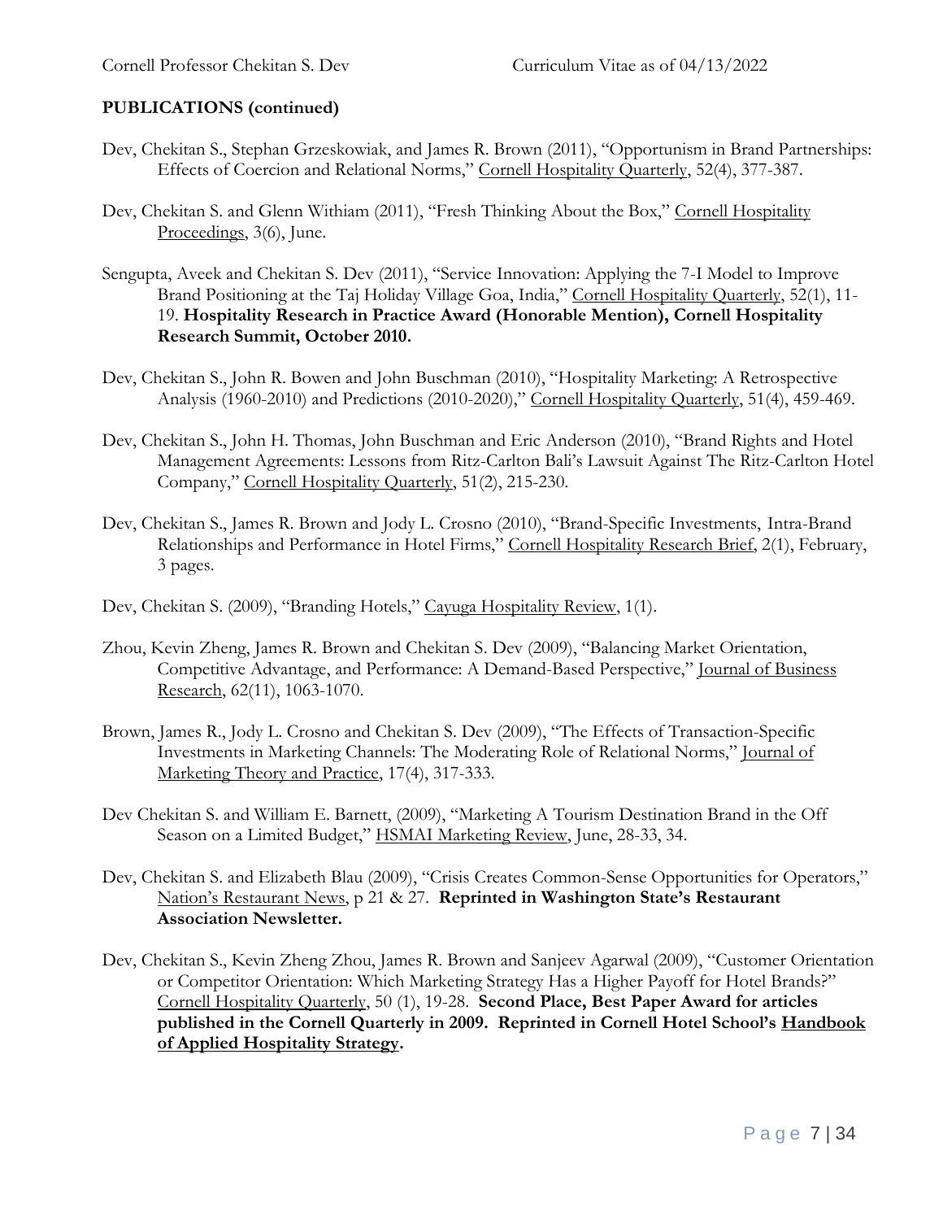**PUBLICATIONS (continued)**

Dev, Chekitan S., Stephan Grzeskowiak, and James R. Brown (2011), "Opportunism in Brand Partnerships: Effects of Coercion and Relational Norms," Cornell Hospitality Quarterly, 52(4), 377-387.

Dev, Chekitan S. and Glenn Withiam (2011), "Fresh Thinking About the Box," Cornell Hospitality Proceedings, 3(6), June.

Sengupta, Aveek and Chekitan S. Dev (2011), "Service Innovation: Applying the 7-I Model to Improve Brand Positioning at the Taj Holiday Village Goa, India," Cornell Hospitality Quarterly, 52(1), 11-19. **Hospitality Research in Practice Award (Honorable Mention), Cornell Hospitality Research Summit, October 2010.**

Dev, Chekitan S., John R. Bowen and John Buschman (2010), "Hospitality Marketing: A Retrospective Analysis (1960-2010) and Predictions (2010-2020)," Cornell Hospitality Quarterly, 51(4), 459-469.

Dev, Chekitan S., John H. Thomas, John Buschman and Eric Anderson (2010), "Brand Rights and Hotel Management Agreements: Lessons from Ritz-Carlton Bali's Lawsuit Against The Ritz-Carlton Hotel Company," Cornell Hospitality Quarterly, 51(2), 215-230.

Dev, Chekitan S., James R. Brown and Jody L. Crosno (2010), "Brand-Specific Investments, Intra-Brand Relationships and Performance in Hotel Firms," Cornell Hospitality Research Brief, 2(1), February, 3 pages.

Dev, Chekitan S. (2009), "Branding Hotels," Cayuga Hospitality Review, 1(1).

Zhou, Kevin Zheng, James R. Brown and Chekitan S. Dev (2009), "Balancing Market Orientation, Competitive Advantage, and Performance: A Demand-Based Perspective," Journal of Business Research, 62(11), 1063-1070.

Brown, James R., Jody L. Crosno and Chekitan S. Dev (2009), "The Effects of Transaction-Specific Investments in Marketing Channels: The Moderating Role of Relational Norms," Journal of Marketing Theory and Practice, 17(4), 317-333.

Dev Chekitan S. and William E. Barnett, (2009), "Marketing A Tourism Destination Brand in the Off Season on a Limited Budget," HSMAI Marketing Review, June, 28-33, 34.

Dev, Chekitan S. and Elizabeth Blau (2009), "Crisis Creates Common-Sense Opportunities for Operators," Nation's Restaurant News, p 21 & 27. **Reprinted in Washington State's Restaurant Association Newsletter.**

Dev, Chekitan S., Kevin Zheng Zhou, James R. Brown and Sanjeev Agarwal (2009), "Customer Orientation or Competitor Orientation: Which Marketing Strategy Has a Higher Payoff for Hotel Brands?" Cornell Hospitality Quarterly, 50 (1), 19-28. **Second Place, Best Paper Award for articles published in the Cornell Quarterly in 2009. Reprinted in Cornell Hotel School's Handbook of Applied Hospitality Strategy.**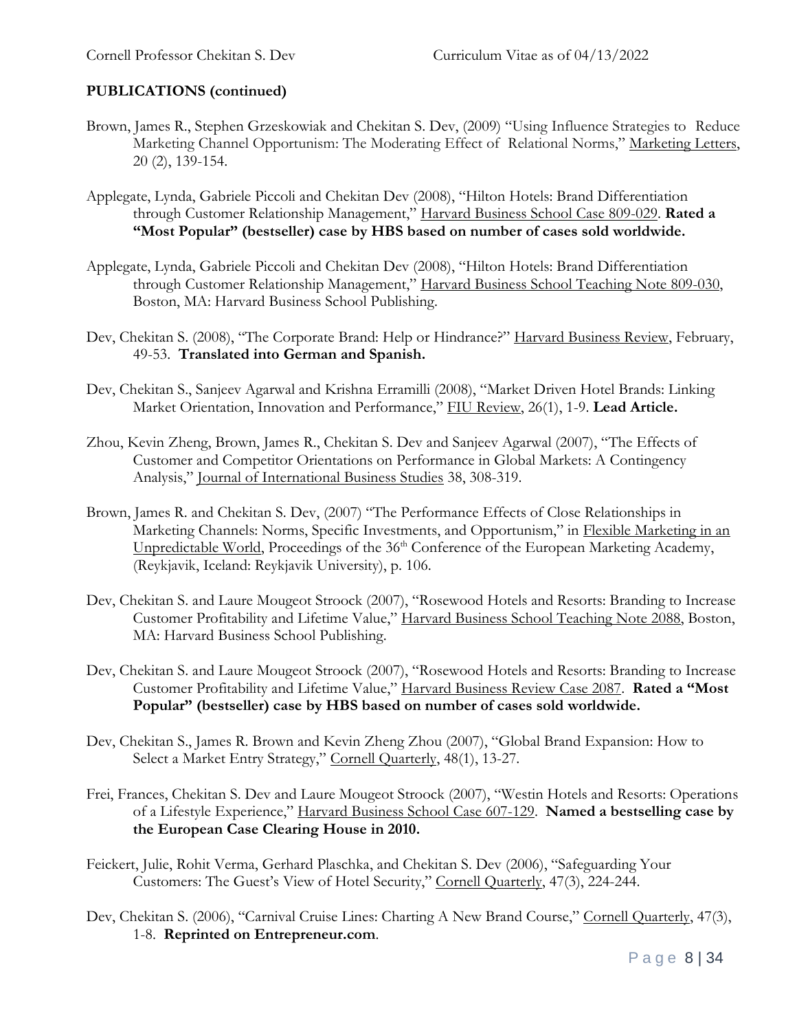**PUBLICATIONS (continued)**

Brown, James R., Stephen Grzeskowiak and Chekitan S. Dev, (2009) "Using Influence Strategies to Reduce Marketing Channel Opportunism: The Moderating Effect of Relational Norms," Marketing Letters, 20 (2), 139-154.

Applegate, Lynda, Gabriele Piccoli and Chekitan Dev (2008), "Hilton Hotels: Brand Differentiation through Customer Relationship Management," Harvard Business School Case 809-029. **Rated a "Most Popular" (bestseller) case by HBS based on number of cases sold worldwide.**

Applegate, Lynda, Gabriele Piccoli and Chekitan Dev (2008), "Hilton Hotels: Brand Differentiation through Customer Relationship Management," Harvard Business School Teaching Note 809-030, Boston, MA: Harvard Business School Publishing.

Dev, Chekitan S. (2008), "The Corporate Brand: Help or Hindrance?" Harvard Business Review, February, 49-53. **Translated into German and Spanish.**

Dev, Chekitan S., Sanjeev Agarwal and Krishna Erramilli (2008), "Market Driven Hotel Brands: Linking Market Orientation, Innovation and Performance," FIU Review, 26(1), 1-9. **Lead Article.**

Zhou, Kevin Zheng, Brown, James R., Chekitan S. Dev and Sanjeev Agarwal (2007), "The Effects of Customer and Competitor Orientations on Performance in Global Markets: A Contingency Analysis," Journal of International Business Studies 38, 308-319.

Brown, James R. and Chekitan S. Dev, (2007) "The Performance Effects of Close Relationships in Marketing Channels: Norms, Specific Investments, and Opportunism," in Flexible Marketing in an Unpredictable World, Proceedings of the 36th Conference of the European Marketing Academy, (Reykjavik, Iceland: Reykjavik University), p. 106.

Dev, Chekitan S. and Laure Mougeot Stroock (2007), "Rosewood Hotels and Resorts: Branding to Increase Customer Profitability and Lifetime Value," Harvard Business School Teaching Note 2088, Boston, MA: Harvard Business School Publishing.

Dev, Chekitan S. and Laure Mougeot Stroock (2007), "Rosewood Hotels and Resorts: Branding to Increase Customer Profitability and Lifetime Value," Harvard Business Review Case 2087. **Rated a "Most Popular" (bestseller) case by HBS based on number of cases sold worldwide.**

Dev, Chekitan S., James R. Brown and Kevin Zheng Zhou (2007), "Global Brand Expansion: How to Select a Market Entry Strategy," Cornell Quarterly, 48(1), 13-27.

Frei, Frances, Chekitan S. Dev and Laure Mougeot Stroock (2007), "Westin Hotels and Resorts: Operations of a Lifestyle Experience," Harvard Business School Case 607-129. **Named a bestselling case by the European Case Clearing House in 2010.**

Feickert, Julie, Rohit Verma, Gerhard Plaschka, and Chekitan S. Dev (2006), "Safeguarding Your Customers: The Guest's View of Hotel Security," Cornell Quarterly, 47(3), 224-244.

Dev, Chekitan S. (2006), "Carnival Cruise Lines: Charting A New Brand Course," Cornell Quarterly, 47(3), 1-8. **Reprinted on Entrepreneur.com**.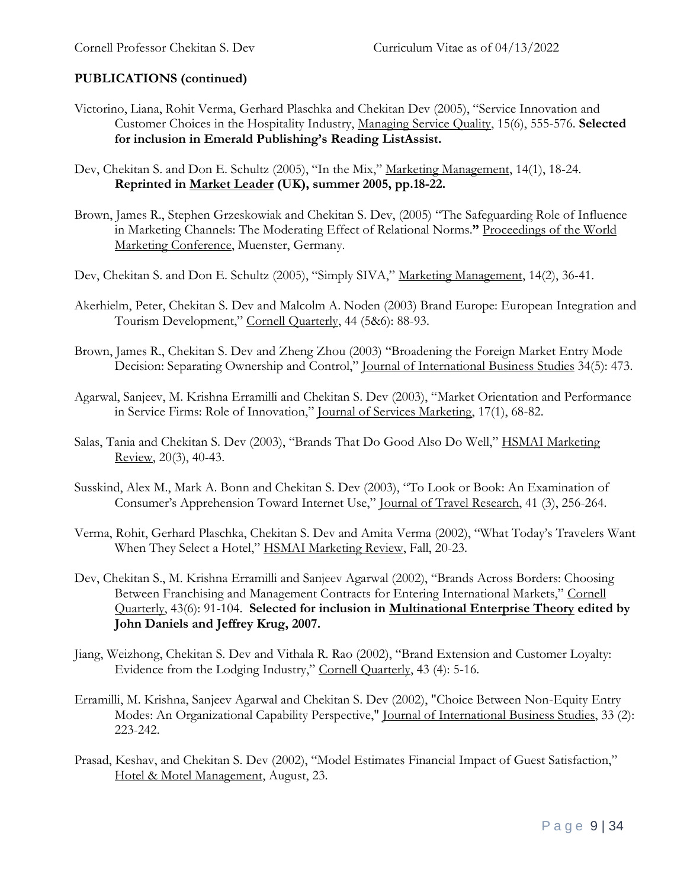**PUBLICATIONS (continued)**

Victorino, Liana, Rohit Verma, Gerhard Plaschka and Chekitan Dev (2005), "Service Innovation and Customer Choices in the Hospitality Industry, Managing Service Quality, 15(6), 555-576. **Selected for inclusion in Emerald Publishing's Reading ListAssist.**

Dev, Chekitan S. and Don E. Schultz (2005), "In the Mix," Marketing Management, 14(1), 18-24. **Reprinted in Market Leader (UK), summer 2005, pp.18-22.**

Brown, James R., Stephen Grzeskowiak and Chekitan S. Dev, (2005) "The Safeguarding Role of Influence in Marketing Channels: The Moderating Effect of Relational Norms.**"** Proceedings of the World Marketing Conference, Muenster, Germany.

Dev, Chekitan S. and Don E. Schultz (2005), "Simply SIVA," Marketing Management, 14(2), 36-41.

Akerhielm, Peter, Chekitan S. Dev and Malcolm A. Noden (2003) Brand Europe: European Integration and Tourism Development," Cornell Quarterly, 44 (5&6): 88-93.

Brown, James R., Chekitan S. Dev and Zheng Zhou (2003) "Broadening the Foreign Market Entry Mode Decision: Separating Ownership and Control," Journal of International Business Studies 34(5): 473.

Agarwal, Sanjeev, M. Krishna Erramilli and Chekitan S. Dev (2003), "Market Orientation and Performance in Service Firms: Role of Innovation," Journal of Services Marketing, 17(1), 68-82.

Salas, Tania and Chekitan S. Dev (2003), "Brands That Do Good Also Do Well," HSMAI Marketing Review, 20(3), 40-43.

Susskind, Alex M., Mark A. Bonn and Chekitan S. Dev (2003), "To Look or Book: An Examination of Consumer's Apprehension Toward Internet Use," Journal of Travel Research, 41 (3), 256-264.

Verma, Rohit, Gerhard Plaschka, Chekitan S. Dev and Amita Verma (2002), "What Today's Travelers Want When They Select a Hotel," HSMAI Marketing Review, Fall, 20-23.

Dev, Chekitan S., M. Krishna Erramilli and Sanjeev Agarwal (2002), "Brands Across Borders: Choosing Between Franchising and Management Contracts for Entering International Markets," Cornell Quarterly, 43(6): 91-104. **Selected for inclusion in Multinational Enterprise Theory edited by John Daniels and Jeffrey Krug, 2007.**

Jiang, Weizhong, Chekitan S. Dev and Vithala R. Rao (2002), "Brand Extension and Customer Loyalty: Evidence from the Lodging Industry," Cornell Quarterly, 43 (4): 5-16.

Erramilli, M. Krishna, Sanjeev Agarwal and Chekitan S. Dev (2002), "Choice Between Non-Equity Entry Modes: An Organizational Capability Perspective," Journal of International Business Studies, 33 (2): 223-242.

Prasad, Keshav, and Chekitan S. Dev (2002), "Model Estimates Financial Impact of Guest Satisfaction," Hotel & Motel Management, August, 23.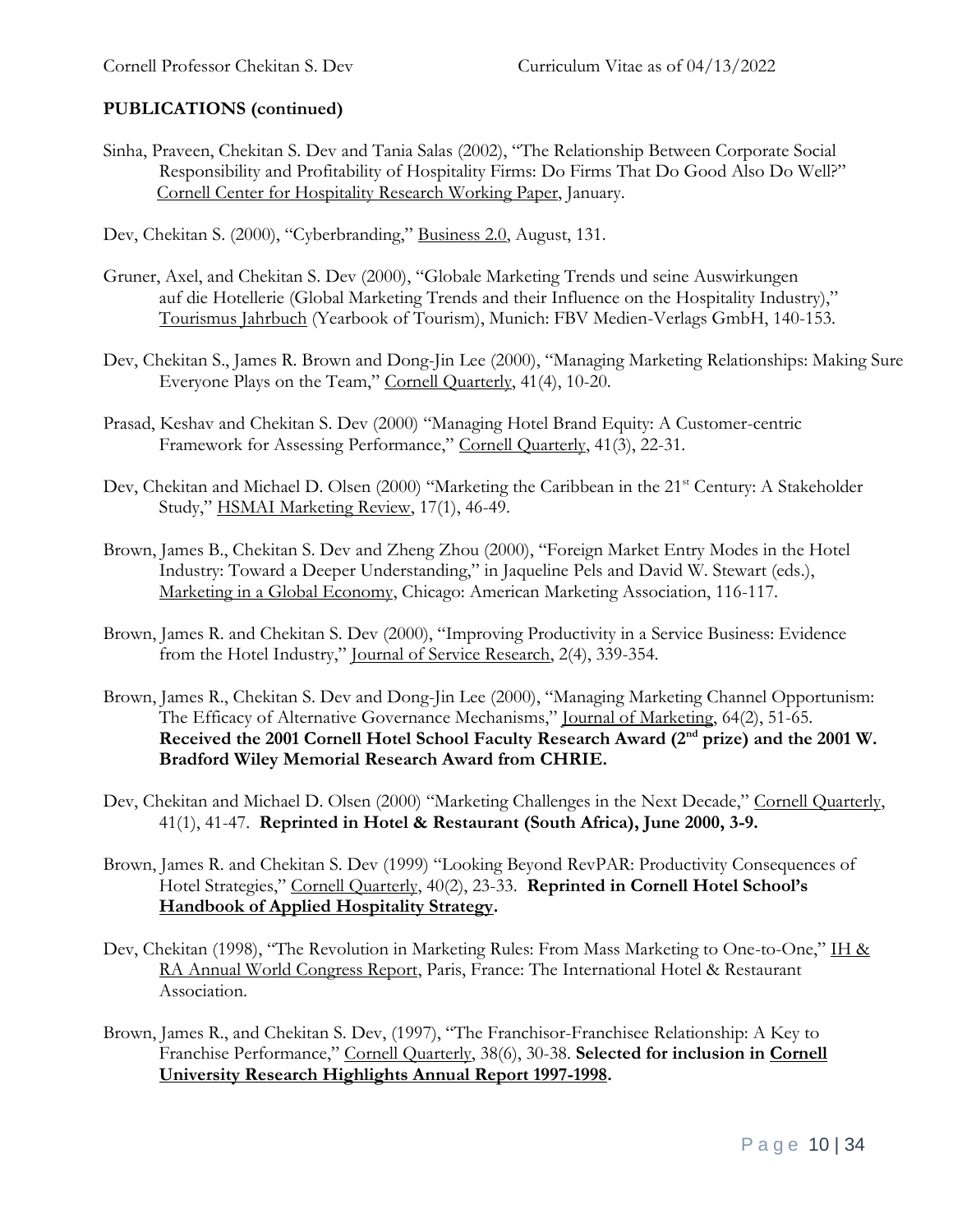## PUBLICATIONS (continued)

Sinha, Praveen, Chekitan S. Dev and Tania Salas (2002), "The Relationship Between Corporate Social Responsibility and Profitability of Hospitality Firms: Do Firms That Do Good Also Do Well?" Cornell Center for Hospitality Research Working Paper, January.

Dev, Chekitan S. (2000), "Cyberbranding," Business 2.0, August, 131.

Gruner, Axel, and Chekitan S. Dev (2000), "Globale Marketing Trends und seine Auswirkungen auf die Hotellerie (Global Marketing Trends and their Influence on the Hospitality Industry)," Tourismus Jahrbuch (Yearbook of Tourism), Munich: FBV Medien-Verlags GmbH, 140-153.

Dev, Chekitan S., James R. Brown and Dong-Jin Lee (2000), "Managing Marketing Relationships: Making Sure Everyone Plays on the Team," Cornell Quarterly, 41(4), 10-20.

Prasad, Keshav and Chekitan S. Dev (2000) "Managing Hotel Brand Equity: A Customer-centric Framework for Assessing Performance," Cornell Quarterly, 41(3), 22-31.

Dev, Chekitan and Michael D. Olsen (2000) "Marketing the Caribbean in the 21st Century: A Stakeholder Study," HSMAI Marketing Review, 17(1), 46-49.

Brown, James B., Chekitan S. Dev and Zheng Zhou (2000), "Foreign Market Entry Modes in the Hotel Industry: Toward a Deeper Understanding," in Jaqueline Pels and David W. Stewart (eds.), Marketing in a Global Economy, Chicago: American Marketing Association, 116-117.

Brown, James R. and Chekitan S. Dev (2000), "Improving Productivity in a Service Business: Evidence from the Hotel Industry," Journal of Service Research, 2(4), 339-354.

Brown, James R., Chekitan S. Dev and Dong-Jin Lee (2000), "Managing Marketing Channel Opportunism: The Efficacy of Alternative Governance Mechanisms," Journal of Marketing, 64(2), 51-65. **Received the 2001 Cornell Hotel School Faculty Research Award (2nd prize) and the 2001 W. Bradford Wiley Memorial Research Award from CHRIE.**

Dev, Chekitan and Michael D. Olsen (2000) "Marketing Challenges in the Next Decade," Cornell Quarterly, 41(1), 41-47. **Reprinted in Hotel & Restaurant (South Africa), June 2000, 3-9.**

Brown, James R. and Chekitan S. Dev (1999) "Looking Beyond RevPAR: Productivity Consequences of Hotel Strategies," Cornell Quarterly, 40(2), 23-33. **Reprinted in Cornell Hotel School's Handbook of Applied Hospitality Strategy.**

Dev, Chekitan (1998), "The Revolution in Marketing Rules: From Mass Marketing to One-to-One," IH & RA Annual World Congress Report, Paris, France: The International Hotel & Restaurant Association.

Brown, James R., and Chekitan S. Dev, (1997), "The Franchisor-Franchisee Relationship: A Key to Franchise Performance," Cornell Quarterly, 38(6), 30-38. **Selected for inclusion in Cornell University Research Highlights Annual Report 1997-1998.**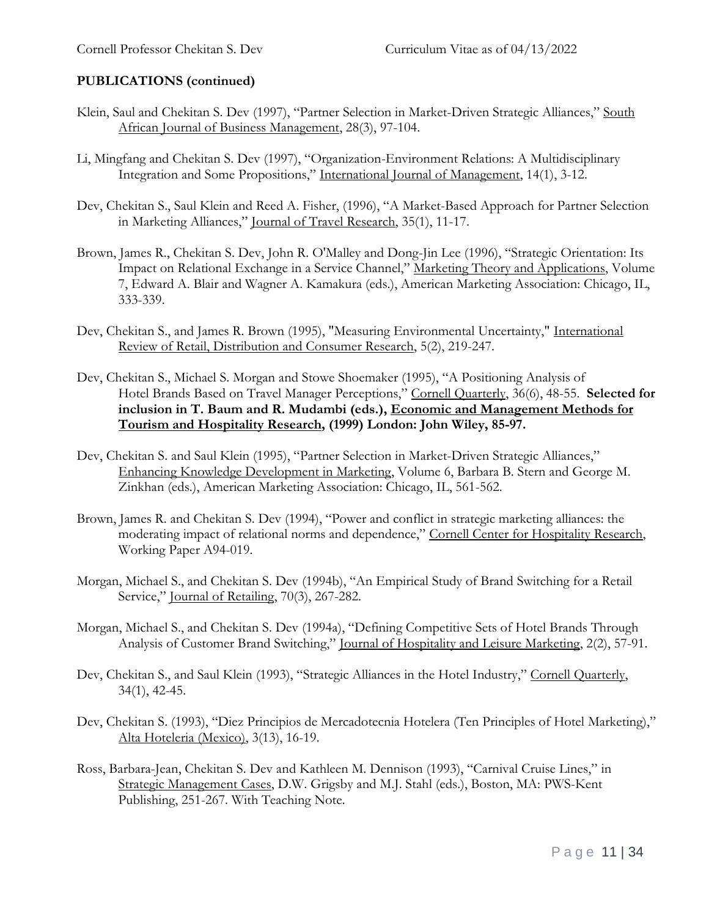**PUBLICATIONS (continued)**

Klein, Saul and Chekitan S. Dev (1997), "Partner Selection in Market-Driven Strategic Alliances," South African Journal of Business Management, 28(3), 97-104.

Li, Mingfang and Chekitan S. Dev (1997), "Organization-Environment Relations: A Multidisciplinary Integration and Some Propositions," International Journal of Management, 14(1), 3-12.

Dev, Chekitan S., Saul Klein and Reed A. Fisher, (1996), "A Market-Based Approach for Partner Selection in Marketing Alliances," Journal of Travel Research, 35(1), 11-17.

Brown, James R., Chekitan S. Dev, John R. O'Malley and Dong-Jin Lee (1996), "Strategic Orientation: Its Impact on Relational Exchange in a Service Channel," Marketing Theory and Applications, Volume 7, Edward A. Blair and Wagner A. Kamakura (eds.), American Marketing Association: Chicago, IL, 333-339.

Dev, Chekitan S., and James R. Brown (1995), "Measuring Environmental Uncertainty," International Review of Retail, Distribution and Consumer Research, 5(2), 219-247.

Dev, Chekitan S., Michael S. Morgan and Stowe Shoemaker (1995), "A Positioning Analysis of Hotel Brands Based on Travel Manager Perceptions," Cornell Quarterly, 36(6), 48-55. **Selected for inclusion in T. Baum and R. Mudambi (eds.), Economic and Management Methods for Tourism and Hospitality Research, (1999) London: John Wiley, 85-97.**

Dev, Chekitan S. and Saul Klein (1995), "Partner Selection in Market-Driven Strategic Alliances," Enhancing Knowledge Development in Marketing, Volume 6, Barbara B. Stern and George M. Zinkhan (eds.), American Marketing Association: Chicago, IL, 561-562.

Brown, James R. and Chekitan S. Dev (1994), "Power and conflict in strategic marketing alliances: the moderating impact of relational norms and dependence," Cornell Center for Hospitality Research, Working Paper A94-019.

Morgan, Michael S., and Chekitan S. Dev (1994b), "An Empirical Study of Brand Switching for a Retail Service," Journal of Retailing, 70(3), 267-282.

Morgan, Michael S., and Chekitan S. Dev (1994a), "Defining Competitive Sets of Hotel Brands Through Analysis of Customer Brand Switching," Journal of Hospitality and Leisure Marketing, 2(2), 57-91.

Dev, Chekitan S., and Saul Klein (1993), "Strategic Alliances in the Hotel Industry," Cornell Quarterly, 34(1), 42-45.

Dev, Chekitan S. (1993), "Diez Principios de Mercadotecnia Hotelera (Ten Principles of Hotel Marketing)," Alta Hoteleria (Mexico), 3(13), 16-19.

Ross, Barbara-Jean, Chekitan S. Dev and Kathleen M. Dennison (1993), "Carnival Cruise Lines," in Strategic Management Cases, D.W. Grigsby and M.J. Stahl (eds.), Boston, MA: PWS-Kent Publishing, 251-267. With Teaching Note.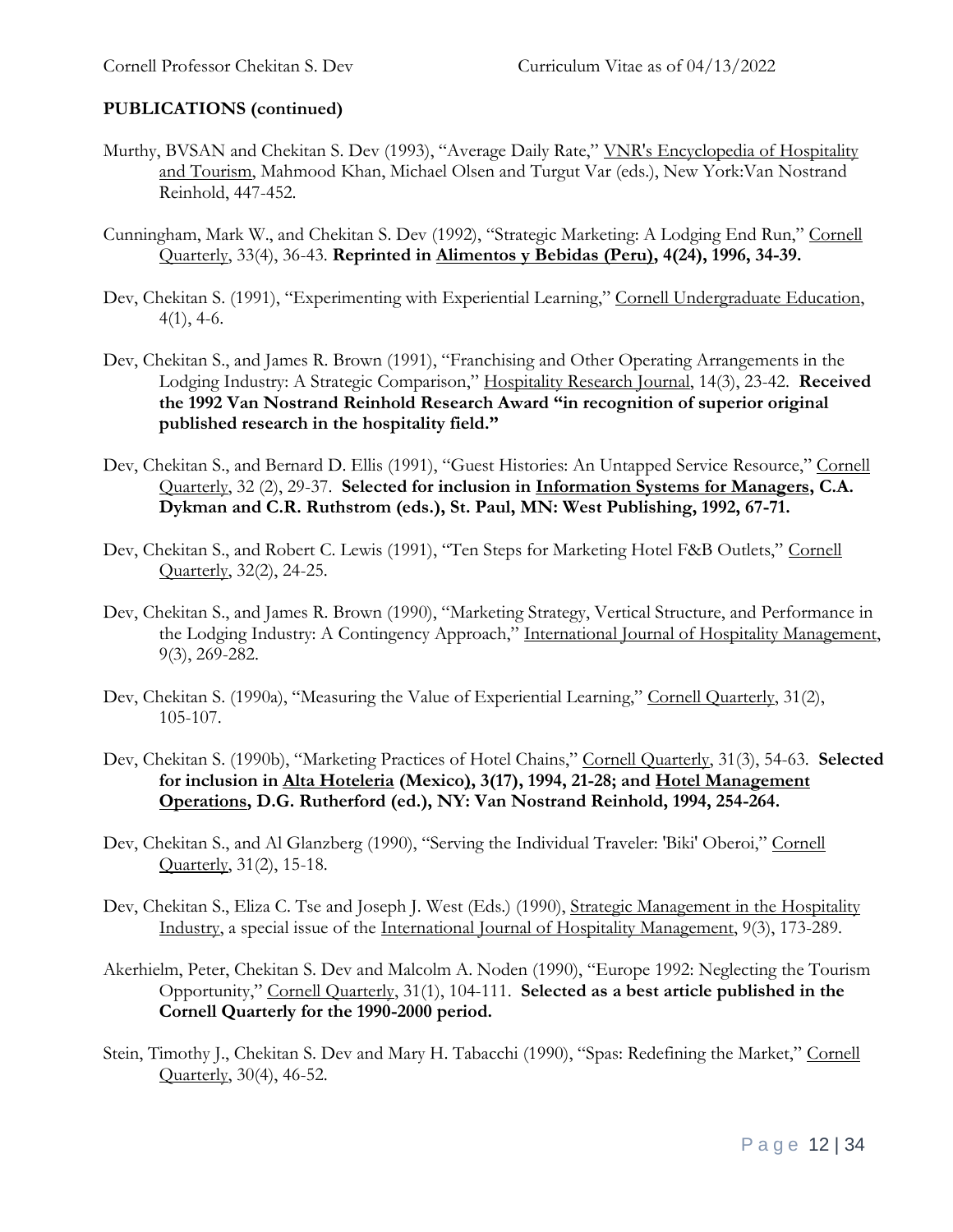**PUBLICATIONS (continued)**

Murthy, BVSAN and Chekitan S. Dev (1993), "Average Daily Rate," VNR's Encyclopedia of Hospitality and Tourism, Mahmood Khan, Michael Olsen and Turgut Var (eds.), New York:Van Nostrand Reinhold, 447-452.

Cunningham, Mark W., and Chekitan S. Dev (1992), "Strategic Marketing: A Lodging End Run," Cornell Quarterly, 33(4), 36-43. **Reprinted in Alimentos y Bebidas (Peru), 4(24), 1996, 34-39.**

Dev, Chekitan S. (1991), "Experimenting with Experiential Learning," Cornell Undergraduate Education, 4(1), 4-6.

Dev, Chekitan S., and James R. Brown (1991), "Franchising and Other Operating Arrangements in the Lodging Industry: A Strategic Comparison," Hospitality Research Journal, 14(3), 23-42. **Received the 1992 Van Nostrand Reinhold Research Award "in recognition of superior original published research in the hospitality field."**

Dev, Chekitan S., and Bernard D. Ellis (1991), "Guest Histories: An Untapped Service Resource," Cornell Quarterly, 32 (2), 29-37. **Selected for inclusion in Information Systems for Managers, C.A. Dykman and C.R. Ruthstrom (eds.), St. Paul, MN: West Publishing, 1992, 67-71.**

Dev, Chekitan S., and Robert C. Lewis (1991), "Ten Steps for Marketing Hotel F&B Outlets," Cornell Quarterly, 32(2), 24-25.

Dev, Chekitan S., and James R. Brown (1990), "Marketing Strategy, Vertical Structure, and Performance in the Lodging Industry: A Contingency Approach," International Journal of Hospitality Management, 9(3), 269-282.

Dev, Chekitan S. (1990a), "Measuring the Value of Experiential Learning," Cornell Quarterly, 31(2), 105-107.

Dev, Chekitan S. (1990b), "Marketing Practices of Hotel Chains," Cornell Quarterly, 31(3), 54-63. **Selected for inclusion in Alta Hoteleria (Mexico), 3(17), 1994, 21-28; and Hotel Management Operations, D.G. Rutherford (ed.), NY: Van Nostrand Reinhold, 1994, 254-264.**

Dev, Chekitan S., and Al Glanzberg (1990), "Serving the Individual Traveler: 'Biki' Oberoi," Cornell Quarterly, 31(2), 15-18.

Dev, Chekitan S., Eliza C. Tse and Joseph J. West (Eds.) (1990), Strategic Management in the Hospitality Industry, a special issue of the International Journal of Hospitality Management, 9(3), 173-289.

Akerhielm, Peter, Chekitan S. Dev and Malcolm A. Noden (1990), "Europe 1992: Neglecting the Tourism Opportunity," Cornell Quarterly, 31(1), 104-111. **Selected as a best article published in the Cornell Quarterly for the 1990-2000 period.**

Stein, Timothy J., Chekitan S. Dev and Mary H. Tabacchi (1990), "Spas: Redefining the Market," Cornell Quarterly, 30(4), 46-52.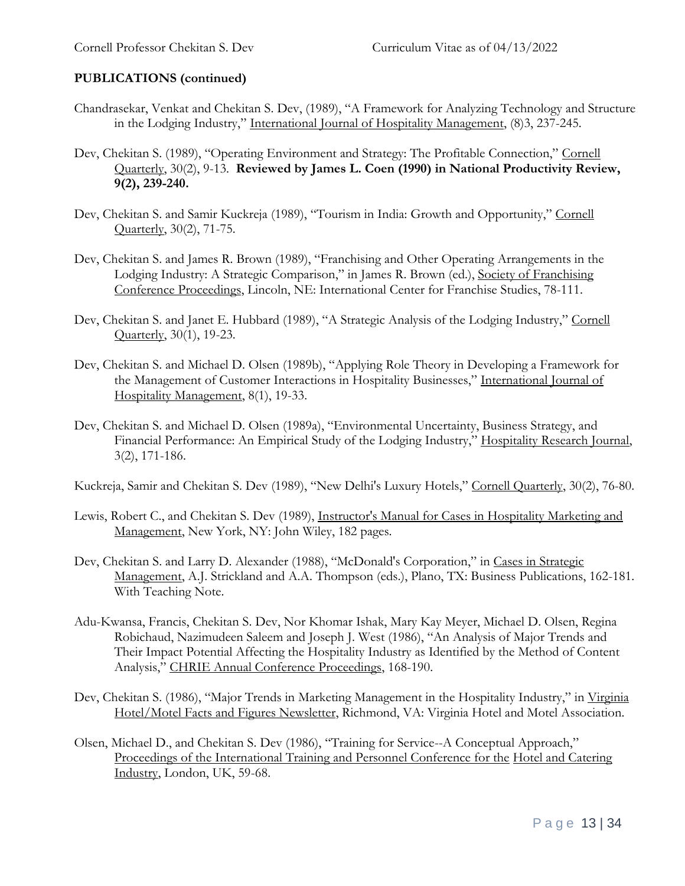## PUBLICATIONS (continued)

Chandrasekar, Venkat and Chekitan S. Dev, (1989), "A Framework for Analyzing Technology and Structure in the Lodging Industry," International Journal of Hospitality Management, (8)3, 237-245.

Dev, Chekitan S. (1989), "Operating Environment and Strategy: The Profitable Connection," Cornell Quarterly, 30(2), 9-13. **Reviewed by James L. Coen (1990) in National Productivity Review, 9(2), 239-240.**

Dev, Chekitan S. and Samir Kuckreja (1989), "Tourism in India: Growth and Opportunity," Cornell Quarterly, 30(2), 71-75.

Dev, Chekitan S. and James R. Brown (1989), "Franchising and Other Operating Arrangements in the Lodging Industry: A Strategic Comparison," in James R. Brown (ed.), Society of Franchising Conference Proceedings, Lincoln, NE: International Center for Franchise Studies, 78-111.

Dev, Chekitan S. and Janet E. Hubbard (1989), "A Strategic Analysis of the Lodging Industry," Cornell Quarterly, 30(1), 19-23.

Dev, Chekitan S. and Michael D. Olsen (1989b), "Applying Role Theory in Developing a Framework for the Management of Customer Interactions in Hospitality Businesses," International Journal of Hospitality Management, 8(1), 19-33.

Dev, Chekitan S. and Michael D. Olsen (1989a), "Environmental Uncertainty, Business Strategy, and Financial Performance: An Empirical Study of the Lodging Industry," Hospitality Research Journal, 3(2), 171-186.

Kuckreja, Samir and Chekitan S. Dev (1989), "New Delhi's Luxury Hotels," Cornell Quarterly, 30(2), 76-80.

Lewis, Robert C., and Chekitan S. Dev (1989), Instructor's Manual for Cases in Hospitality Marketing and Management, New York, NY: John Wiley, 182 pages.

Dev, Chekitan S. and Larry D. Alexander (1988), "McDonald's Corporation," in Cases in Strategic Management, A.J. Strickland and A.A. Thompson (eds.), Plano, TX: Business Publications, 162-181. With Teaching Note.

Adu-Kwansa, Francis, Chekitan S. Dev, Nor Khomar Ishak, Mary Kay Meyer, Michael D. Olsen, Regina Robichaud, Nazimudeen Saleem and Joseph J. West (1986), "An Analysis of Major Trends and Their Impact Potential Affecting the Hospitality Industry as Identified by the Method of Content Analysis," CHRIE Annual Conference Proceedings, 168-190.

Dev, Chekitan S. (1986), "Major Trends in Marketing Management in the Hospitality Industry," in Virginia Hotel/Motel Facts and Figures Newsletter, Richmond, VA: Virginia Hotel and Motel Association.

Olsen, Michael D., and Chekitan S. Dev (1986), "Training for Service--A Conceptual Approach," Proceedings of the International Training and Personnel Conference for the Hotel and Catering Industry, London, UK, 59-68.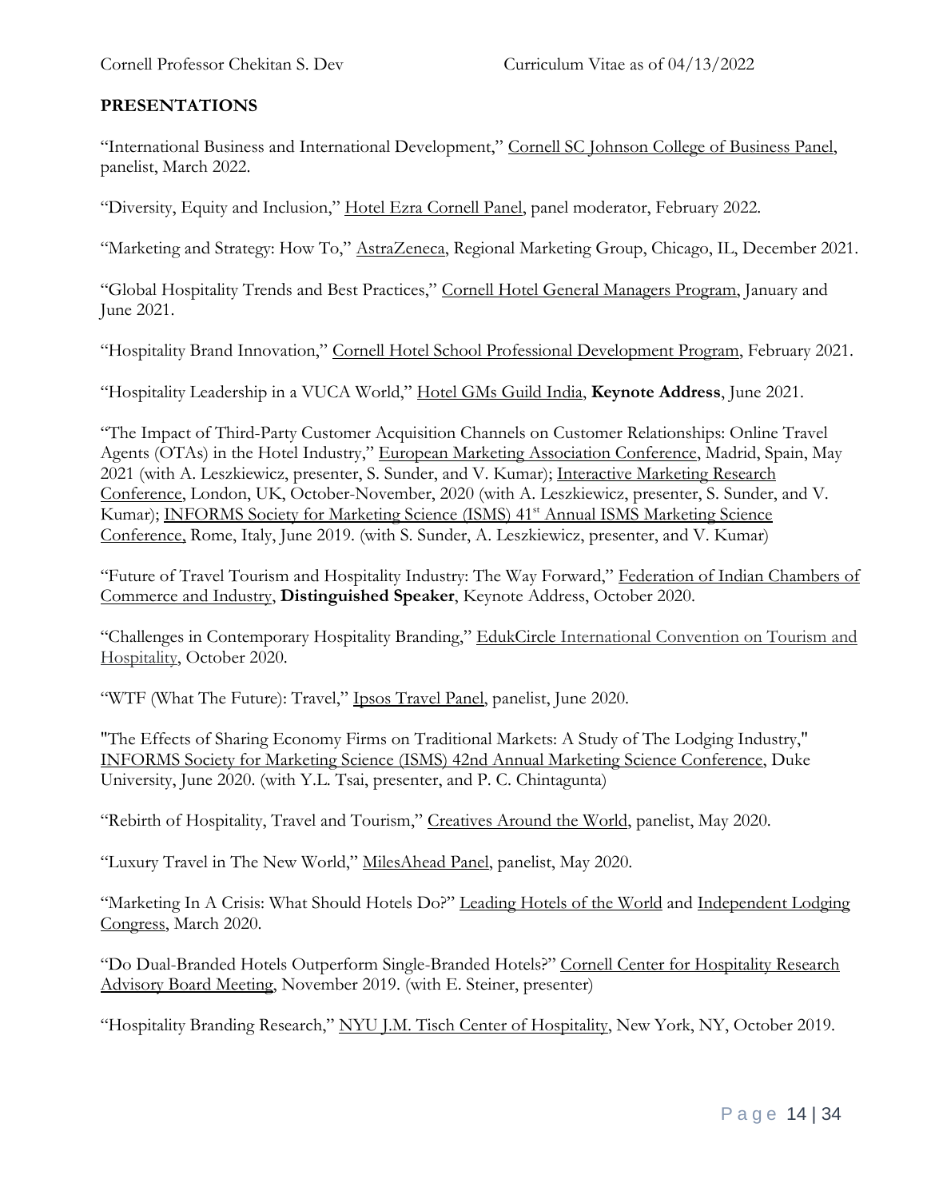## PRESENTATIONS

"International Business and International Development," Cornell SC Johnson College of Business Panel, panelist, March 2022.

"Diversity, Equity and Inclusion," Hotel Ezra Cornell Panel, panel moderator, February 2022.

"Marketing and Strategy: How To," AstraZeneca, Regional Marketing Group, Chicago, IL, December 2021.

"Global Hospitality Trends and Best Practices," Cornell Hotel General Managers Program, January and June 2021.

"Hospitality Brand Innovation," Cornell Hotel School Professional Development Program, February 2021.

"Hospitality Leadership in a VUCA World," Hotel GMs Guild India, **Keynote Address**, June 2021.

"The Impact of Third-Party Customer Acquisition Channels on Customer Relationships: Online Travel Agents (OTAs) in the Hotel Industry," European Marketing Association Conference, Madrid, Spain, May 2021 (with A. Leszkiewicz, presenter, S. Sunder, and V. Kumar); Interactive Marketing Research Conference, London, UK, October-November, 2020 (with A. Leszkiewicz, presenter, S. Sunder, and V. Kumar); INFORMS Society for Marketing Science (ISMS) 41st Annual ISMS Marketing Science Conference, Rome, Italy, June 2019. (with S. Sunder, A. Leszkiewicz, presenter, and V. Kumar)

"Future of Travel Tourism and Hospitality Industry: The Way Forward," Federation of Indian Chambers of Commerce and Industry, **Distinguished Speaker**, Keynote Address, October 2020.

"Challenges in Contemporary Hospitality Branding," EdukCircle International Convention on Tourism and Hospitality, October 2020.

"WTF (What The Future): Travel," Ipsos Travel Panel, panelist, June 2020.

"The Effects of Sharing Economy Firms on Traditional Markets: A Study of The Lodging Industry," INFORMS Society for Marketing Science (ISMS) 42nd Annual Marketing Science Conference, Duke University, June 2020. (with Y.L. Tsai, presenter, and P. C. Chintagunta)

"Rebirth of Hospitality, Travel and Tourism," Creatives Around the World, panelist, May 2020.

"Luxury Travel in The New World," MilesAhead Panel, panelist, May 2020.

"Marketing In A Crisis: What Should Hotels Do?" Leading Hotels of the World and Independent Lodging Congress, March 2020.

"Do Dual-Branded Hotels Outperform Single-Branded Hotels?" Cornell Center for Hospitality Research Advisory Board Meeting, November 2019. (with E. Steiner, presenter)

"Hospitality Branding Research," NYU J.M. Tisch Center of Hospitality, New York, NY, October 2019.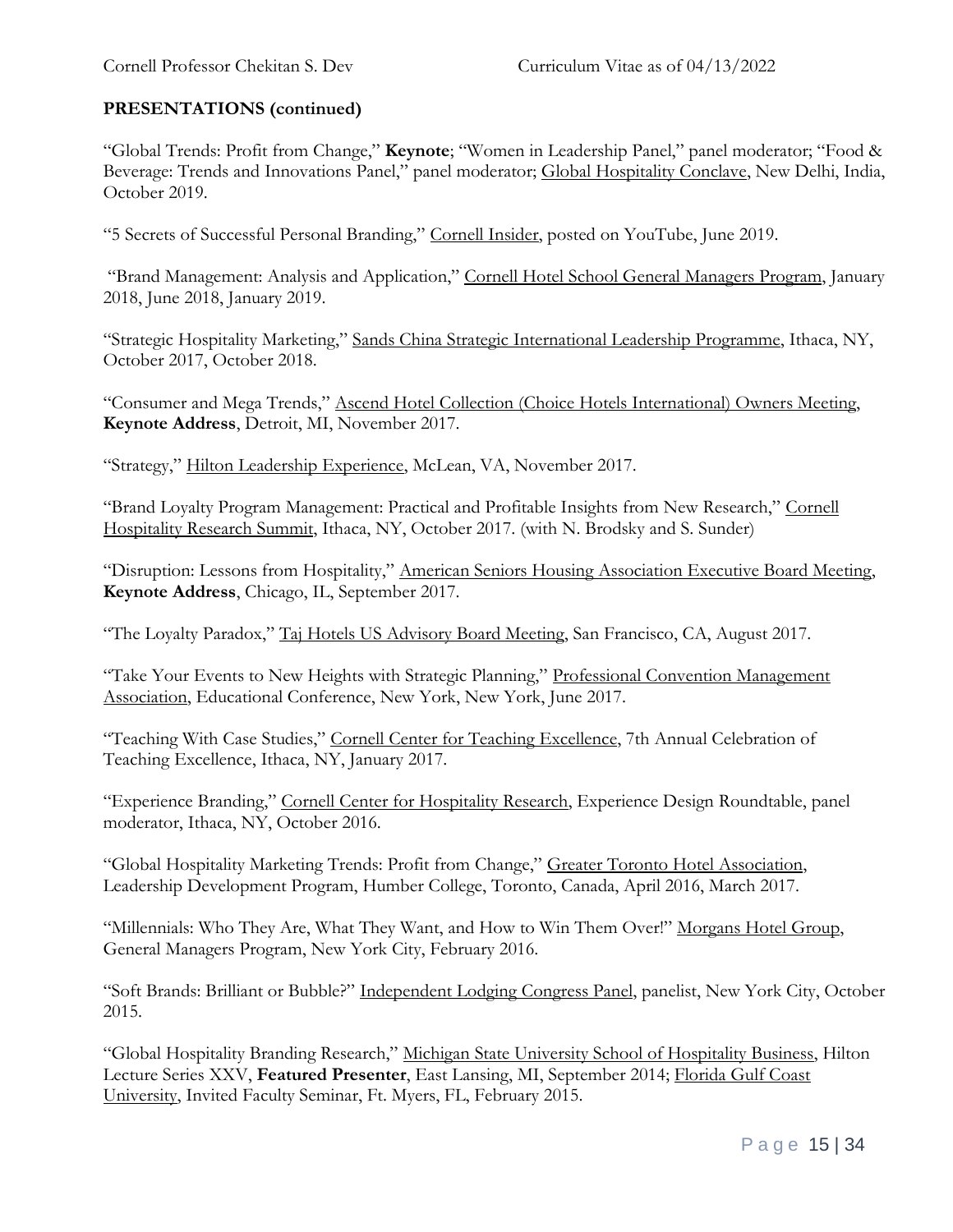**PRESENTATIONS (continued)**

"Global Trends: Profit from Change," **Keynote**; "Women in Leadership Panel," panel moderator; "Food & Beverage: Trends and Innovations Panel," panel moderator; Global Hospitality Conclave, New Delhi, India, October 2019.

"5 Secrets of Successful Personal Branding," Cornell Insider, posted on YouTube, June 2019.

"Brand Management: Analysis and Application," Cornell Hotel School General Managers Program, January 2018, June 2018, January 2019.

"Strategic Hospitality Marketing," Sands China Strategic International Leadership Programme, Ithaca, NY, October 2017, October 2018.

"Consumer and Mega Trends," Ascend Hotel Collection (Choice Hotels International) Owners Meeting, **Keynote Address**, Detroit, MI, November 2017.

"Strategy," Hilton Leadership Experience, McLean, VA, November 2017.

"Brand Loyalty Program Management: Practical and Profitable Insights from New Research," Cornell Hospitality Research Summit, Ithaca, NY, October 2017. (with N. Brodsky and S. Sunder)

"Disruption: Lessons from Hospitality," American Seniors Housing Association Executive Board Meeting, **Keynote Address**, Chicago, IL, September 2017.

"The Loyalty Paradox," Taj Hotels US Advisory Board Meeting, San Francisco, CA, August 2017.

"Take Your Events to New Heights with Strategic Planning," Professional Convention Management Association, Educational Conference, New York, New York, June 2017.

"Teaching With Case Studies," Cornell Center for Teaching Excellence, 7th Annual Celebration of Teaching Excellence, Ithaca, NY, January 2017.

"Experience Branding," Cornell Center for Hospitality Research, Experience Design Roundtable, panel moderator, Ithaca, NY, October 2016.

"Global Hospitality Marketing Trends: Profit from Change," Greater Toronto Hotel Association, Leadership Development Program, Humber College, Toronto, Canada, April 2016, March 2017.

"Millennials: Who They Are, What They Want, and How to Win Them Over!" Morgans Hotel Group, General Managers Program, New York City, February 2016.

"Soft Brands: Brilliant or Bubble?" Independent Lodging Congress Panel, panelist, New York City, October 2015.

"Global Hospitality Branding Research," Michigan State University School of Hospitality Business, Hilton Lecture Series XXV, **Featured Presenter**, East Lansing, MI, September 2014; Florida Gulf Coast University, Invited Faculty Seminar, Ft. Myers, FL, February 2015.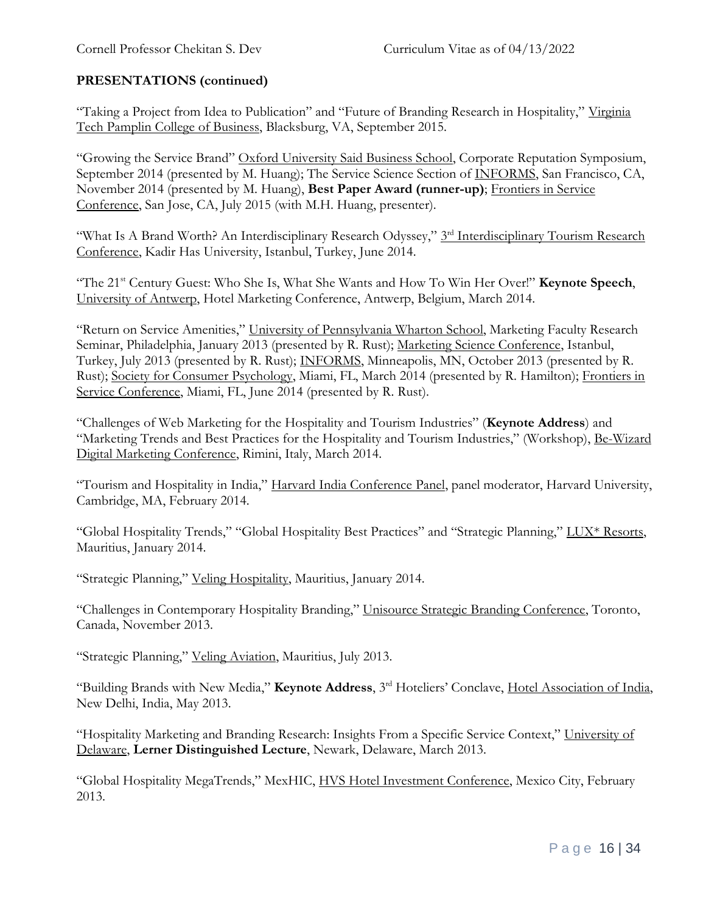**PRESENTATIONS (continued)**

"Taking a Project from Idea to Publication" and "Future of Branding Research in Hospitality," Virginia Tech Pamplin College of Business, Blacksburg, VA, September 2015.

"Growing the Service Brand" Oxford University Said Business School, Corporate Reputation Symposium, September 2014 (presented by M. Huang); The Service Science Section of INFORMS, San Francisco, CA, November 2014 (presented by M. Huang), **Best Paper Award (runner-up)**; Frontiers in Service Conference, San Jose, CA, July 2015 (with M.H. Huang, presenter).

"What Is A Brand Worth? An Interdisciplinary Research Odyssey," 3rd Interdisciplinary Tourism Research Conference, Kadir Has University, Istanbul, Turkey, June 2014.

"The 21st Century Guest: Who She Is, What She Wants and How To Win Her Over!" **Keynote Speech**, University of Antwerp, Hotel Marketing Conference, Antwerp, Belgium, March 2014.

"Return on Service Amenities," University of Pennsylvania Wharton School, Marketing Faculty Research Seminar, Philadelphia, January 2013 (presented by R. Rust); Marketing Science Conference, Istanbul, Turkey, July 2013 (presented by R. Rust); INFORMS, Minneapolis, MN, October 2013 (presented by R. Rust); Society for Consumer Psychology, Miami, FL, March 2014 (presented by R. Hamilton); Frontiers in Service Conference, Miami, FL, June 2014 (presented by R. Rust).

"Challenges of Web Marketing for the Hospitality and Tourism Industries" (**Keynote Address**) and "Marketing Trends and Best Practices for the Hospitality and Tourism Industries," (Workshop), Be-Wizard Digital Marketing Conference, Rimini, Italy, March 2014.

"Tourism and Hospitality in India," Harvard India Conference Panel, panel moderator, Harvard University, Cambridge, MA, February 2014.

"Global Hospitality Trends," "Global Hospitality Best Practices" and "Strategic Planning," LUX* Resorts, Mauritius, January 2014.

"Strategic Planning," Veling Hospitality, Mauritius, January 2014.

"Challenges in Contemporary Hospitality Branding," Unisource Strategic Branding Conference, Toronto, Canada, November 2013.

"Strategic Planning," Veling Aviation, Mauritius, July 2013.

"Building Brands with New Media," **Keynote Address**, 3rd Hoteliers' Conclave, Hotel Association of India, New Delhi, India, May 2013.

"Hospitality Marketing and Branding Research: Insights From a Specific Service Context," University of Delaware, **Lerner Distinguished Lecture**, Newark, Delaware, March 2013.

"Global Hospitality MegaTrends," MexHIC, HVS Hotel Investment Conference, Mexico City, February 2013.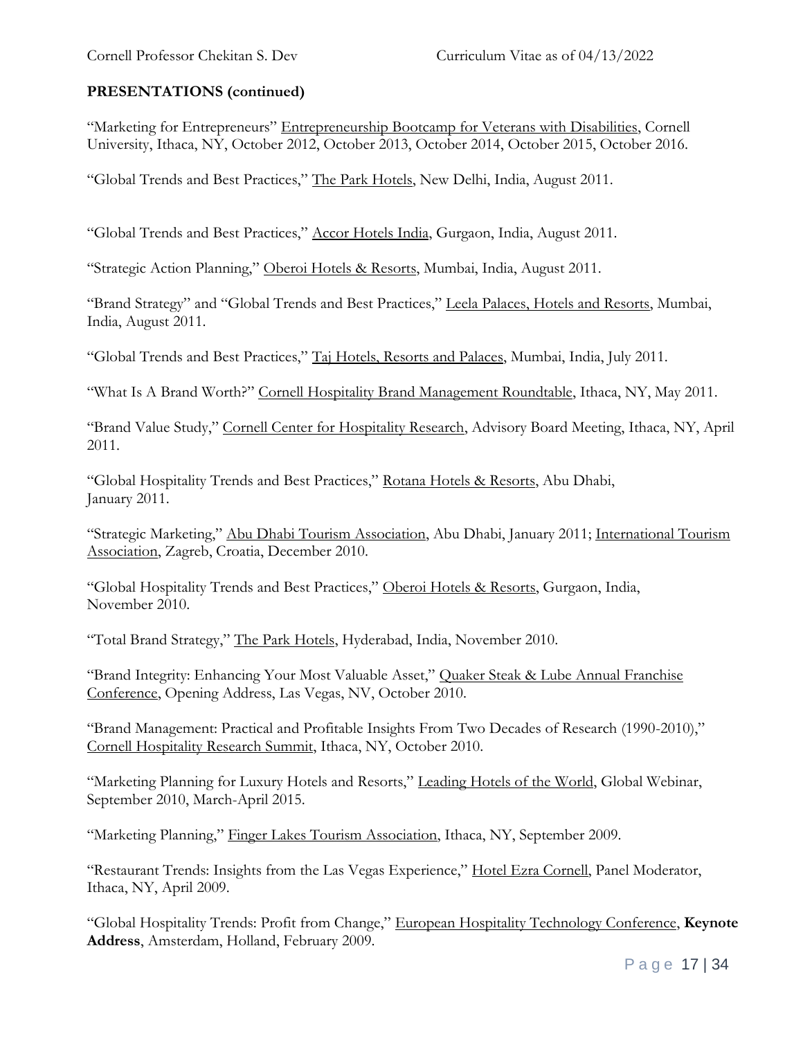## PRESENTATIONS (continued)

"Marketing for Entrepreneurs" Entrepreneurship Bootcamp for Veterans with Disabilities, Cornell University, Ithaca, NY, October 2012, October 2013, October 2014, October 2015, October 2016.

"Global Trends and Best Practices," The Park Hotels, New Delhi, India, August 2011.

"Global Trends and Best Practices," Accor Hotels India, Gurgaon, India, August 2011.

"Strategic Action Planning," Oberoi Hotels & Resorts, Mumbai, India, August 2011.

"Brand Strategy" and "Global Trends and Best Practices," Leela Palaces, Hotels and Resorts, Mumbai, India, August 2011.

"Global Trends and Best Practices," Taj Hotels, Resorts and Palaces, Mumbai, India, July 2011.

"What Is A Brand Worth?" Cornell Hospitality Brand Management Roundtable, Ithaca, NY, May 2011.

"Brand Value Study," Cornell Center for Hospitality Research, Advisory Board Meeting, Ithaca, NY, April 2011.

"Global Hospitality Trends and Best Practices," Rotana Hotels & Resorts, Abu Dhabi, January 2011.

"Strategic Marketing," Abu Dhabi Tourism Association, Abu Dhabi, January 2011; International Tourism Association, Zagreb, Croatia, December 2010.

"Global Hospitality Trends and Best Practices," Oberoi Hotels & Resorts, Gurgaon, India, November 2010.

"Total Brand Strategy," The Park Hotels, Hyderabad, India, November 2010.

"Brand Integrity: Enhancing Your Most Valuable Asset," Quaker Steak & Lube Annual Franchise Conference, Opening Address, Las Vegas, NV, October 2010.

"Brand Management: Practical and Profitable Insights From Two Decades of Research (1990-2010)," Cornell Hospitality Research Summit, Ithaca, NY, October 2010.

"Marketing Planning for Luxury Hotels and Resorts," Leading Hotels of the World, Global Webinar, September 2010, March-April 2015.

"Marketing Planning," Finger Lakes Tourism Association, Ithaca, NY, September 2009.

"Restaurant Trends: Insights from the Las Vegas Experience," Hotel Ezra Cornell, Panel Moderator, Ithaca, NY, April 2009.

"Global Hospitality Trends: Profit from Change," European Hospitality Technology Conference, **Keynote Address**, Amsterdam, Holland, February 2009.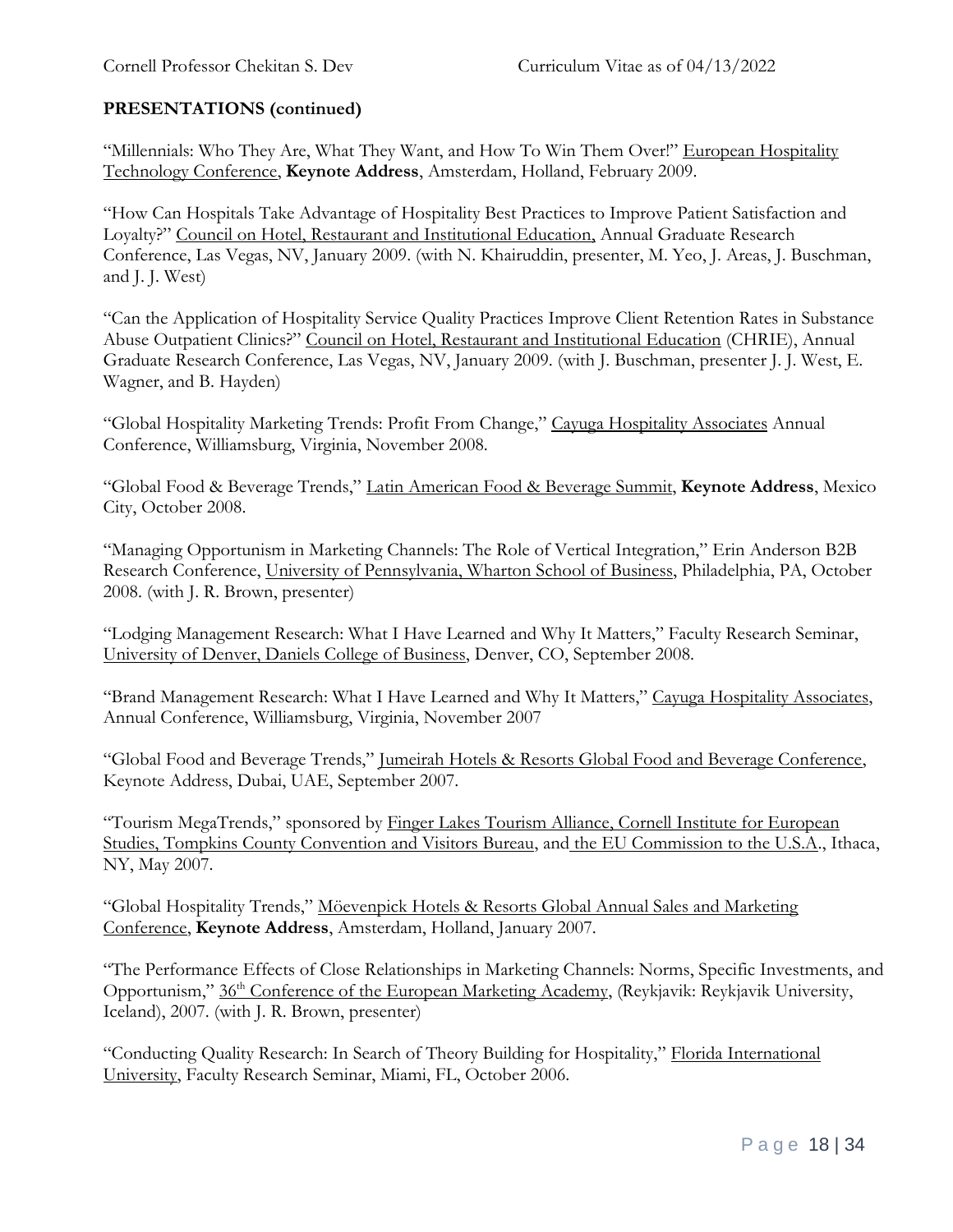**PRESENTATIONS (continued)**

"Millennials: Who They Are, What They Want, and How To Win Them Over!" European Hospitality Technology Conference, **Keynote Address**, Amsterdam, Holland, February 2009.

"How Can Hospitals Take Advantage of Hospitality Best Practices to Improve Patient Satisfaction and Loyalty?" Council on Hotel, Restaurant and Institutional Education, Annual Graduate Research Conference, Las Vegas, NV, January 2009. (with N. Khairuddin, presenter, M. Yeo, J. Areas, J. Buschman, and J. J. West)

"Can the Application of Hospitality Service Quality Practices Improve Client Retention Rates in Substance Abuse Outpatient Clinics?" Council on Hotel, Restaurant and Institutional Education (CHRIE), Annual Graduate Research Conference, Las Vegas, NV, January 2009. (with J. Buschman, presenter J. J. West, E. Wagner, and B. Hayden)

"Global Hospitality Marketing Trends: Profit From Change," Cayuga Hospitality Associates Annual Conference, Williamsburg, Virginia, November 2008.

"Global Food & Beverage Trends," Latin American Food & Beverage Summit, **Keynote Address**, Mexico City, October 2008.

"Managing Opportunism in Marketing Channels: The Role of Vertical Integration," Erin Anderson B2B Research Conference, University of Pennsylvania, Wharton School of Business, Philadelphia, PA, October 2008. (with J. R. Brown, presenter)

"Lodging Management Research: What I Have Learned and Why It Matters," Faculty Research Seminar, University of Denver, Daniels College of Business, Denver, CO, September 2008.

"Brand Management Research: What I Have Learned and Why It Matters," Cayuga Hospitality Associates, Annual Conference, Williamsburg, Virginia, November 2007

"Global Food and Beverage Trends," Jumeirah Hotels & Resorts Global Food and Beverage Conference, Keynote Address, Dubai, UAE, September 2007.

"Tourism MegaTrends," sponsored by Finger Lakes Tourism Alliance, Cornell Institute for European Studies, Tompkins County Convention and Visitors Bureau, and the EU Commission to the U.S.A., Ithaca, NY, May 2007.

"Global Hospitality Trends," Möevenpick Hotels & Resorts Global Annual Sales and Marketing Conference, **Keynote Address**, Amsterdam, Holland, January 2007.

"The Performance Effects of Close Relationships in Marketing Channels: Norms, Specific Investments, and Opportunism," 36th Conference of the European Marketing Academy, (Reykjavik: Reykjavik University, Iceland), 2007. (with J. R. Brown, presenter)

"Conducting Quality Research: In Search of Theory Building for Hospitality," Florida International University, Faculty Research Seminar, Miami, FL, October 2006.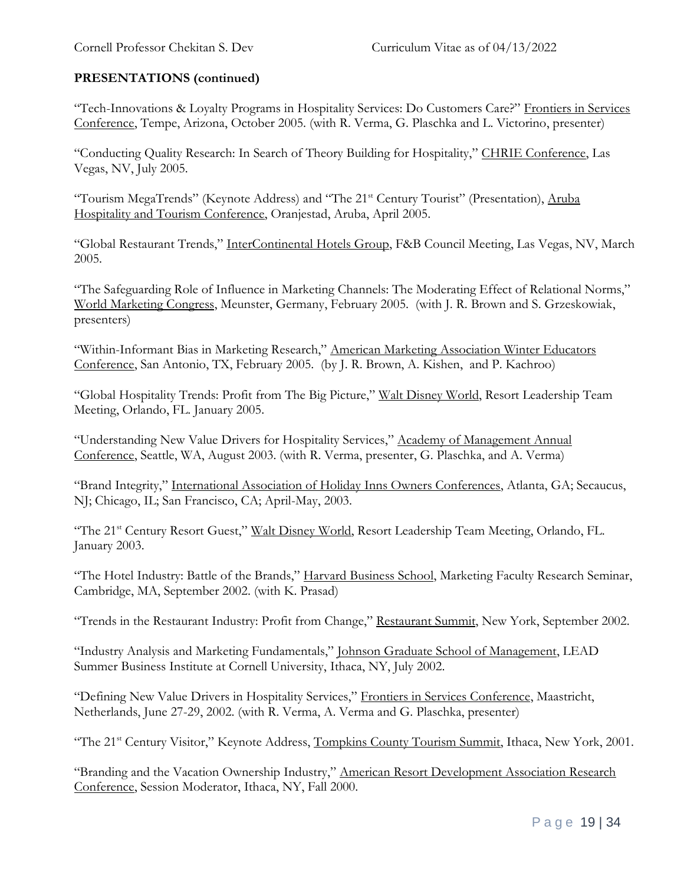**PRESENTATIONS (continued)**

"Tech-Innovations & Loyalty Programs in Hospitality Services: Do Customers Care?" Frontiers in Services Conference, Tempe, Arizona, October 2005. (with R. Verma, G. Plaschka and L. Victorino, presenter)

"Conducting Quality Research: In Search of Theory Building for Hospitality," CHRIE Conference, Las Vegas, NV, July 2005.

"Tourism MegaTrends" (Keynote Address) and "The 21st Century Tourist" (Presentation), Aruba Hospitality and Tourism Conference, Oranjestad, Aruba, April 2005.

"Global Restaurant Trends," InterContinental Hotels Group, F&B Council Meeting, Las Vegas, NV, March 2005.

"The Safeguarding Role of Influence in Marketing Channels: The Moderating Effect of Relational Norms," World Marketing Congress, Meunster, Germany, February 2005. (with J. R. Brown and S. Grzeskowiak, presenters)

"Within-Informant Bias in Marketing Research," American Marketing Association Winter Educators Conference, San Antonio, TX, February 2005. (by J. R. Brown, A. Kishen, and P. Kachroo)

"Global Hospitality Trends: Profit from The Big Picture," Walt Disney World, Resort Leadership Team Meeting, Orlando, FL. January 2005.

"Understanding New Value Drivers for Hospitality Services," Academy of Management Annual Conference, Seattle, WA, August 2003. (with R. Verma, presenter, G. Plaschka, and A. Verma)

"Brand Integrity," International Association of Holiday Inns Owners Conferences, Atlanta, GA; Secaucus, NJ; Chicago, IL; San Francisco, CA; April-May, 2003.

"The 21st Century Resort Guest," Walt Disney World, Resort Leadership Team Meeting, Orlando, FL. January 2003.

"The Hotel Industry: Battle of the Brands," Harvard Business School, Marketing Faculty Research Seminar, Cambridge, MA, September 2002. (with K. Prasad)

"Trends in the Restaurant Industry: Profit from Change," Restaurant Summit, New York, September 2002.

"Industry Analysis and Marketing Fundamentals," Johnson Graduate School of Management, LEAD Summer Business Institute at Cornell University, Ithaca, NY, July 2002.

"Defining New Value Drivers in Hospitality Services," Frontiers in Services Conference, Maastricht, Netherlands, June 27-29, 2002. (with R. Verma, A. Verma and G. Plaschka, presenter)

"The 21st Century Visitor," Keynote Address, Tompkins County Tourism Summit, Ithaca, New York, 2001.

"Branding and the Vacation Ownership Industry," American Resort Development Association Research Conference, Session Moderator, Ithaca, NY, Fall 2000.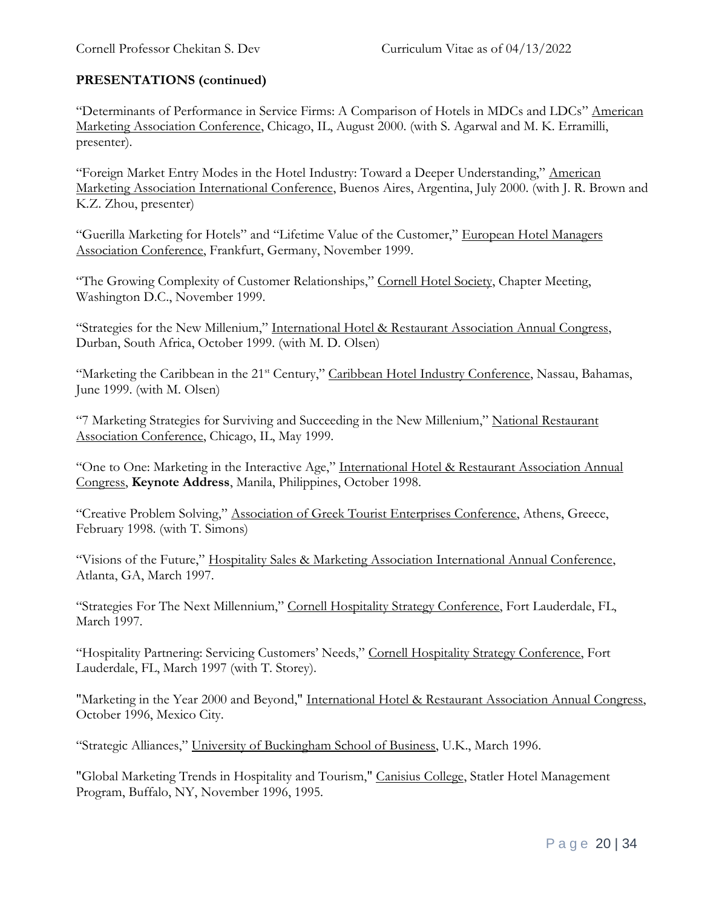**PRESENTATIONS (continued)**

"Determinants of Performance in Service Firms: A Comparison of Hotels in MDCs and LDCs" American Marketing Association Conference, Chicago, IL, August 2000. (with S. Agarwal and M. K. Erramilli, presenter).

"Foreign Market Entry Modes in the Hotel Industry: Toward a Deeper Understanding," American Marketing Association International Conference, Buenos Aires, Argentina, July 2000. (with J. R. Brown and K.Z. Zhou, presenter)

"Guerilla Marketing for Hotels" and "Lifetime Value of the Customer," European Hotel Managers Association Conference, Frankfurt, Germany, November 1999.

"The Growing Complexity of Customer Relationships," Cornell Hotel Society, Chapter Meeting, Washington D.C., November 1999.

"Strategies for the New Millenium," International Hotel & Restaurant Association Annual Congress, Durban, South Africa, October 1999. (with M. D. Olsen)

"Marketing the Caribbean in the 21st Century," Caribbean Hotel Industry Conference, Nassau, Bahamas, June 1999. (with M. Olsen)

"7 Marketing Strategies for Surviving and Succeeding in the New Millenium," National Restaurant Association Conference, Chicago, IL, May 1999.

"One to One: Marketing in the Interactive Age," International Hotel & Restaurant Association Annual Congress, **Keynote Address**, Manila, Philippines, October 1998.

"Creative Problem Solving," Association of Greek Tourist Enterprises Conference, Athens, Greece, February 1998. (with T. Simons)

"Visions of the Future," Hospitality Sales & Marketing Association International Annual Conference, Atlanta, GA, March 1997.

"Strategies For The Next Millennium," Cornell Hospitality Strategy Conference, Fort Lauderdale, FL, March 1997.

"Hospitality Partnering: Servicing Customers' Needs," Cornell Hospitality Strategy Conference, Fort Lauderdale, FL, March 1997 (with T. Storey).

"Marketing in the Year 2000 and Beyond," International Hotel & Restaurant Association Annual Congress, October 1996, Mexico City.

"Strategic Alliances," University of Buckingham School of Business, U.K., March 1996.

"Global Marketing Trends in Hospitality and Tourism," Canisius College, Statler Hotel Management Program, Buffalo, NY, November 1996, 1995.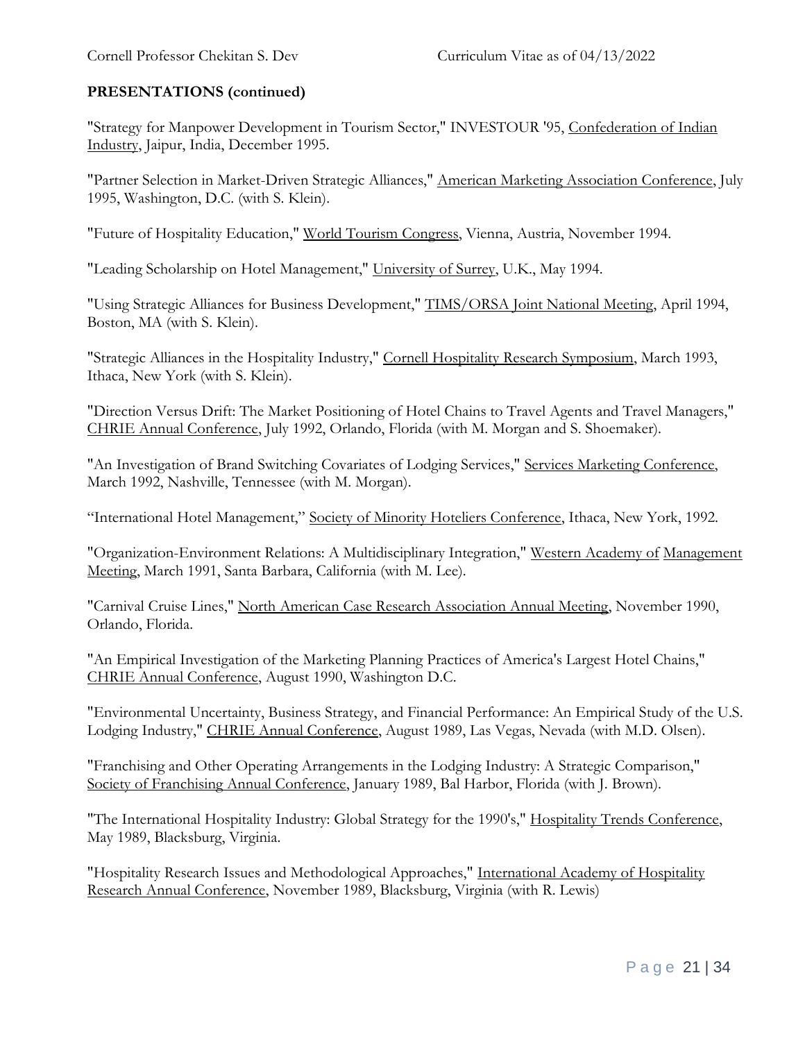## PRESENTATIONS (continued)

"Strategy for Manpower Development in Tourism Sector," INVESTOUR '95, Confederation of Indian Industry, Jaipur, India, December 1995.

"Partner Selection in Market-Driven Strategic Alliances," American Marketing Association Conference, July 1995, Washington, D.C. (with S. Klein).

"Future of Hospitality Education," World Tourism Congress, Vienna, Austria, November 1994.

"Leading Scholarship on Hotel Management," University of Surrey, U.K., May 1994.

"Using Strategic Alliances for Business Development," TIMS/ORSA Joint National Meeting, April 1994, Boston, MA (with S. Klein).

"Strategic Alliances in the Hospitality Industry," Cornell Hospitality Research Symposium, March 1993, Ithaca, New York (with S. Klein).

"Direction Versus Drift: The Market Positioning of Hotel Chains to Travel Agents and Travel Managers," CHRIE Annual Conference, July 1992, Orlando, Florida (with M. Morgan and S. Shoemaker).

"An Investigation of Brand Switching Covariates of Lodging Services," Services Marketing Conference, March 1992, Nashville, Tennessee (with M. Morgan).

"International Hotel Management," Society of Minority Hoteliers Conference, Ithaca, New York, 1992.

"Organization-Environment Relations: A Multidisciplinary Integration," Western Academy of Management Meeting, March 1991, Santa Barbara, California (with M. Lee).

"Carnival Cruise Lines," North American Case Research Association Annual Meeting, November 1990, Orlando, Florida.

"An Empirical Investigation of the Marketing Planning Practices of America's Largest Hotel Chains," CHRIE Annual Conference, August 1990, Washington D.C.

"Environmental Uncertainty, Business Strategy, and Financial Performance: An Empirical Study of the U.S. Lodging Industry," CHRIE Annual Conference, August 1989, Las Vegas, Nevada (with M.D. Olsen).

"Franchising and Other Operating Arrangements in the Lodging Industry: A Strategic Comparison," Society of Franchising Annual Conference, January 1989, Bal Harbor, Florida (with J. Brown).

"The International Hospitality Industry: Global Strategy for the 1990's," Hospitality Trends Conference, May 1989, Blacksburg, Virginia.

"Hospitality Research Issues and Methodological Approaches," International Academy of Hospitality Research Annual Conference, November 1989, Blacksburg, Virginia (with R. Lewis)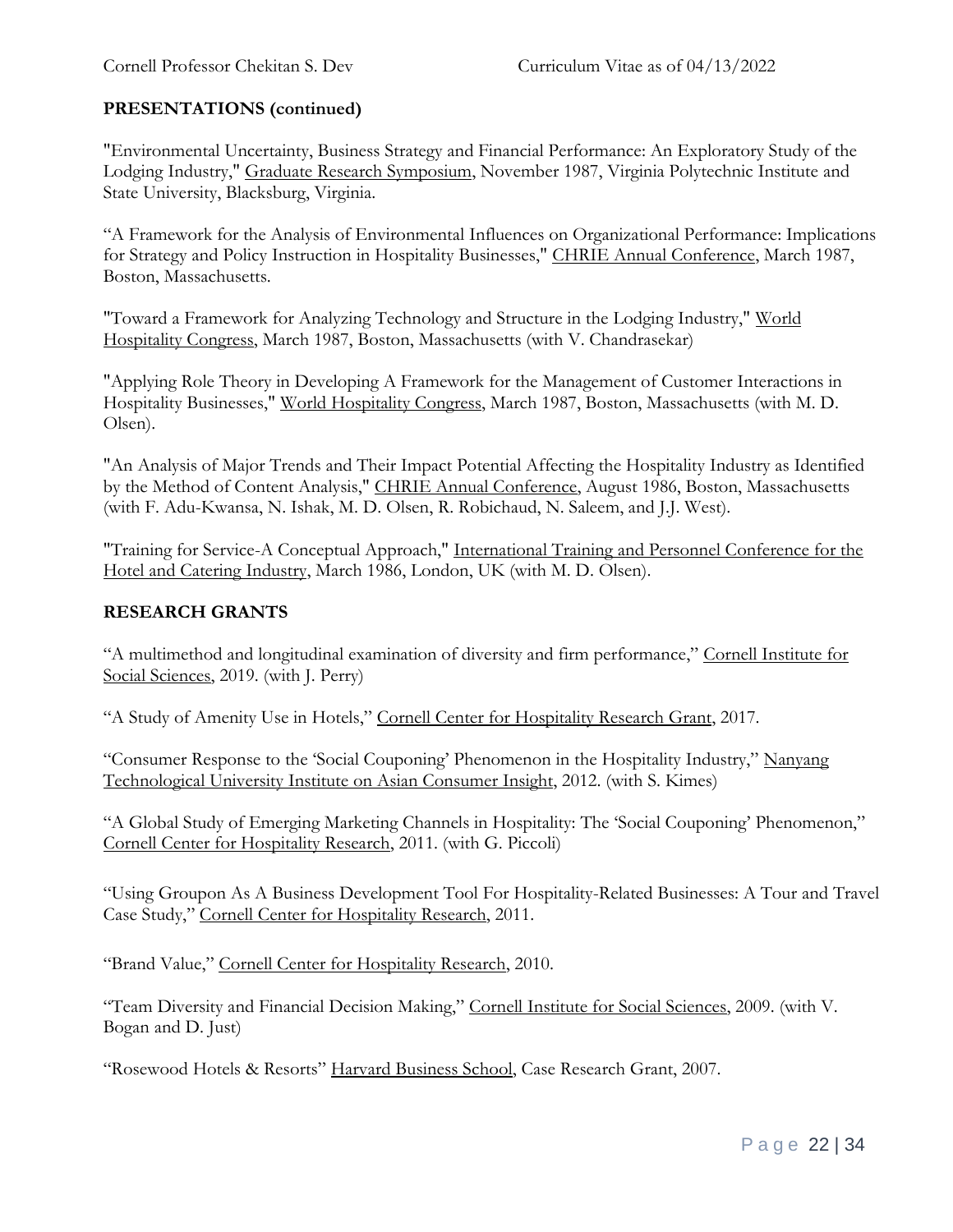## PRESENTATIONS (continued)

"Environmental Uncertainty, Business Strategy and Financial Performance: An Exploratory Study of the Lodging Industry," Graduate Research Symposium, November 1987, Virginia Polytechnic Institute and State University, Blacksburg, Virginia.

"A Framework for the Analysis of Environmental Influences on Organizational Performance: Implications for Strategy and Policy Instruction in Hospitality Businesses," CHRIE Annual Conference, March 1987, Boston, Massachusetts.

"Toward a Framework for Analyzing Technology and Structure in the Lodging Industry," World Hospitality Congress, March 1987, Boston, Massachusetts (with V. Chandrasekar)

"Applying Role Theory in Developing A Framework for the Management of Customer Interactions in Hospitality Businesses," World Hospitality Congress, March 1987, Boston, Massachusetts (with M. D. Olsen).

"An Analysis of Major Trends and Their Impact Potential Affecting the Hospitality Industry as Identified by the Method of Content Analysis," CHRIE Annual Conference, August 1986, Boston, Massachusetts (with F. Adu-Kwansa, N. Ishak, M. D. Olsen, R. Robichaud, N. Saleem, and J.J. West).

"Training for Service-A Conceptual Approach," International Training and Personnel Conference for the Hotel and Catering Industry, March 1986, London, UK (with M. D. Olsen).

## RESEARCH GRANTS

"A multimethod and longitudinal examination of diversity and firm performance," Cornell Institute for Social Sciences, 2019. (with J. Perry)

"A Study of Amenity Use in Hotels," Cornell Center for Hospitality Research Grant, 2017.

"Consumer Response to the 'Social Couponing' Phenomenon in the Hospitality Industry," Nanyang Technological University Institute on Asian Consumer Insight, 2012. (with S. Kimes)

"A Global Study of Emerging Marketing Channels in Hospitality: The 'Social Couponing' Phenomenon," Cornell Center for Hospitality Research, 2011. (with G. Piccoli)

"Using Groupon As A Business Development Tool For Hospitality-Related Businesses: A Tour and Travel Case Study," Cornell Center for Hospitality Research, 2011.

"Brand Value," Cornell Center for Hospitality Research, 2010.

"Team Diversity and Financial Decision Making," Cornell Institute for Social Sciences, 2009. (with V. Bogan and D. Just)

"Rosewood Hotels & Resorts" Harvard Business School, Case Research Grant, 2007.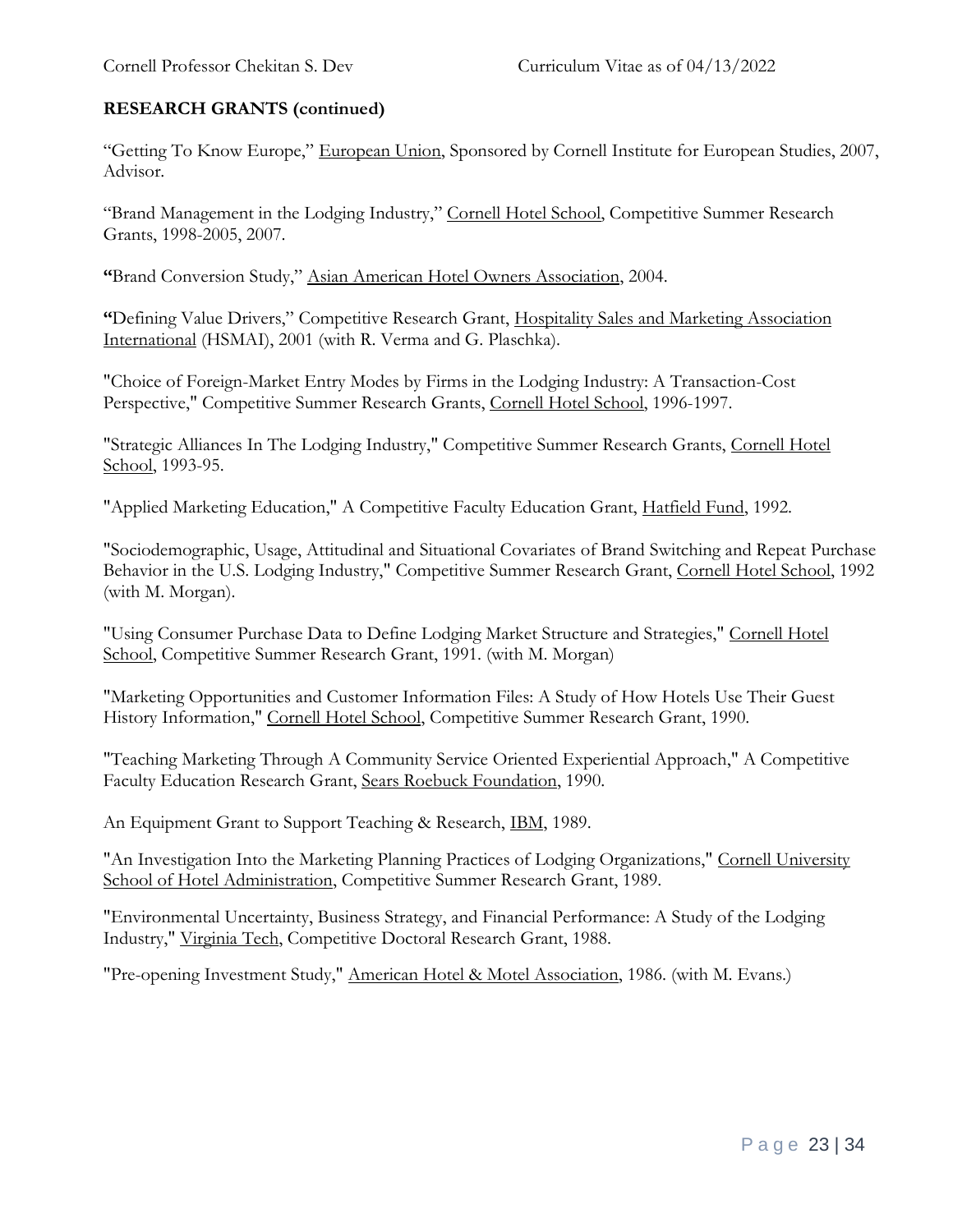**RESEARCH GRANTS (continued)**

"Getting To Know Europe," European Union, Sponsored by Cornell Institute for European Studies, 2007, Advisor.

"Brand Management in the Lodging Industry," Cornell Hotel School, Competitive Summer Research Grants, 1998-2005, 2007.

**"**Brand Conversion Study," Asian American Hotel Owners Association, 2004.

**"**Defining Value Drivers," Competitive Research Grant, Hospitality Sales and Marketing Association International (HSMAI), 2001 (with R. Verma and G. Plaschka).

"Choice of Foreign-Market Entry Modes by Firms in the Lodging Industry: A Transaction-Cost Perspective," Competitive Summer Research Grants, Cornell Hotel School, 1996-1997.

"Strategic Alliances In The Lodging Industry," Competitive Summer Research Grants, Cornell Hotel School, 1993-95.

"Applied Marketing Education," A Competitive Faculty Education Grant, Hatfield Fund, 1992.

"Sociodemographic, Usage, Attitudinal and Situational Covariates of Brand Switching and Repeat Purchase Behavior in the U.S. Lodging Industry," Competitive Summer Research Grant, Cornell Hotel School, 1992 (with M. Morgan).

"Using Consumer Purchase Data to Define Lodging Market Structure and Strategies," Cornell Hotel School, Competitive Summer Research Grant, 1991. (with M. Morgan)

"Marketing Opportunities and Customer Information Files: A Study of How Hotels Use Their Guest History Information," Cornell Hotel School, Competitive Summer Research Grant, 1990.

"Teaching Marketing Through A Community Service Oriented Experiential Approach," A Competitive Faculty Education Research Grant, Sears Roebuck Foundation, 1990.

An Equipment Grant to Support Teaching & Research, IBM, 1989.

"An Investigation Into the Marketing Planning Practices of Lodging Organizations," Cornell University School of Hotel Administration, Competitive Summer Research Grant, 1989.

"Environmental Uncertainty, Business Strategy, and Financial Performance: A Study of the Lodging Industry," Virginia Tech, Competitive Doctoral Research Grant, 1988.

"Pre-opening Investment Study," American Hotel & Motel Association, 1986. (with M. Evans.)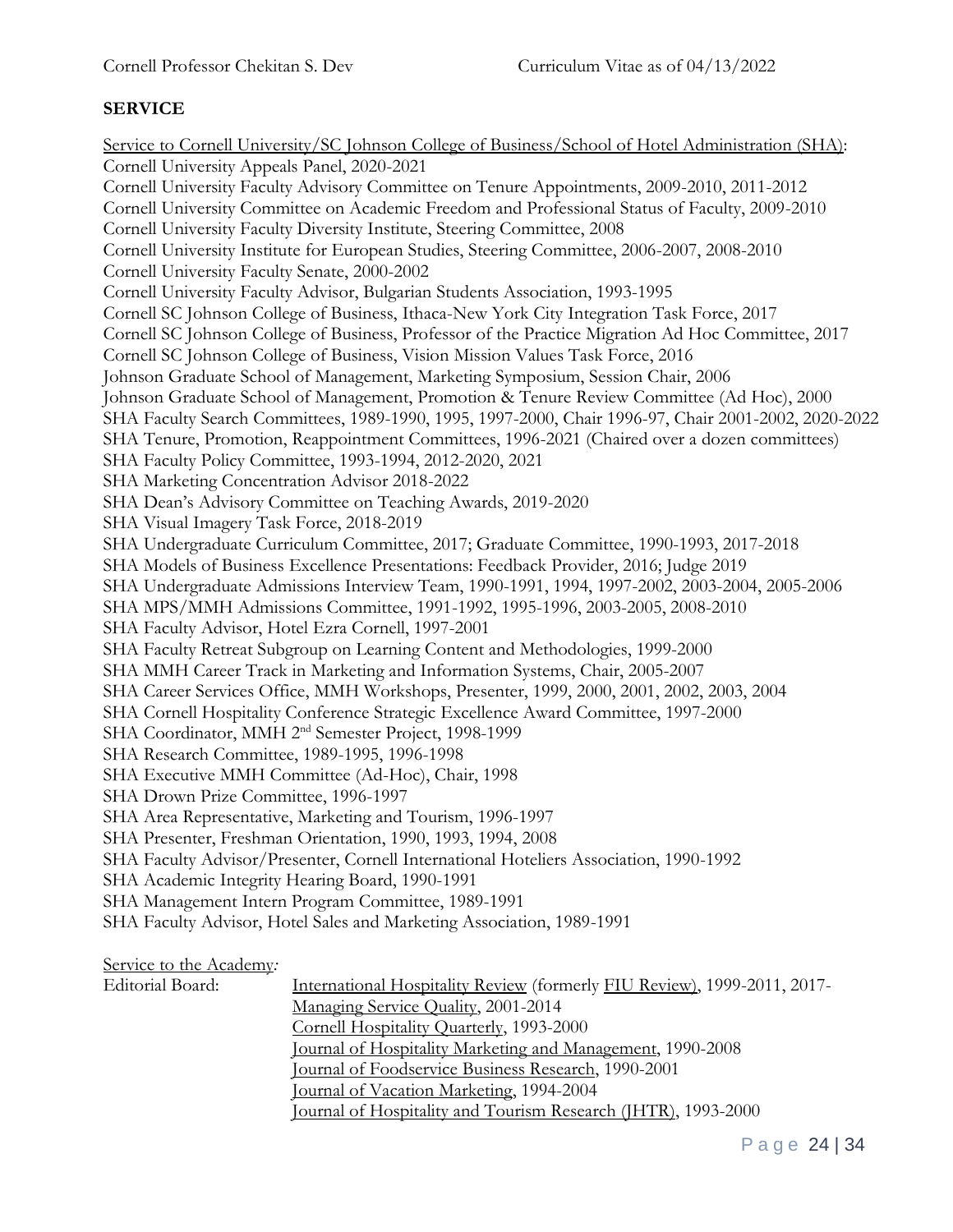## SERVICE

Service to Cornell University/SC Johnson College of Business/School of Hotel Administration (SHA):

Cornell University Appeals Panel, 2020-2021
Cornell University Faculty Advisory Committee on Tenure Appointments, 2009-2010, 2011-2012
Cornell University Committee on Academic Freedom and Professional Status of Faculty, 2009-2010
Cornell University Faculty Diversity Institute, Steering Committee, 2008
Cornell University Institute for European Studies, Steering Committee, 2006-2007, 2008-2010
Cornell University Faculty Senate, 2000-2002
Cornell University Faculty Advisor, Bulgarian Students Association, 1993-1995
Cornell SC Johnson College of Business, Ithaca-New York City Integration Task Force, 2017
Cornell SC Johnson College of Business, Professor of the Practice Migration Ad Hoc Committee, 2017
Cornell SC Johnson College of Business, Vision Mission Values Task Force, 2016
Johnson Graduate School of Management, Marketing Symposium, Session Chair, 2006
Johnson Graduate School of Management, Promotion & Tenure Review Committee (Ad Hoc), 2000
SHA Faculty Search Committees, 1989-1990, 1995, 1997-2000, Chair 1996-97, Chair 2001-2002, 2020-2022
SHA Tenure, Promotion, Reappointment Committees, 1996-2021 (Chaired over a dozen committees)
SHA Faculty Policy Committee, 1993-1994, 2012-2020, 2021
SHA Marketing Concentration Advisor 2018-2022
SHA Dean's Advisory Committee on Teaching Awards, 2019-2020
SHA Visual Imagery Task Force, 2018-2019
SHA Undergraduate Curriculum Committee, 2017; Graduate Committee, 1990-1993, 2017-2018
SHA Models of Business Excellence Presentations: Feedback Provider, 2016; Judge 2019
SHA Undergraduate Admissions Interview Team, 1990-1991, 1994, 1997-2002, 2003-2004, 2005-2006
SHA MPS/MMH Admissions Committee, 1991-1992, 1995-1996, 2003-2005, 2008-2010
SHA Faculty Advisor, Hotel Ezra Cornell, 1997-2001
SHA Faculty Retreat Subgroup on Learning Content and Methodologies, 1999-2000
SHA MMH Career Track in Marketing and Information Systems, Chair, 2005-2007
SHA Career Services Office, MMH Workshops, Presenter, 1999, 2000, 2001, 2002, 2003, 2004
SHA Cornell Hospitality Conference Strategic Excellence Award Committee, 1997-2000
SHA Coordinator, MMH 2nd Semester Project, 1998-1999
SHA Research Committee, 1989-1995, 1996-1998
SHA Executive MMH Committee (Ad-Hoc), Chair, 1998
SHA Drown Prize Committee, 1996-1997
SHA Area Representative, Marketing and Tourism, 1996-1997
SHA Presenter, Freshman Orientation, 1990, 1993, 1994, 2008
SHA Faculty Advisor/Presenter, Cornell International Hoteliers Association, 1990-1992
SHA Academic Integrity Hearing Board, 1990-1991
SHA Management Intern Program Committee, 1989-1991
SHA Faculty Advisor, Hotel Sales and Marketing Association, 1989-1991

Service to the Academy*:*

Editorial Board:
International Hospitality Review (formerly FIU Review), 1999-2011, 2017-
Managing Service Quality, 2001-2014
Cornell Hospitality Quarterly, 1993-2000
Journal of Hospitality Marketing and Management, 1990-2008
Journal of Foodservice Business Research, 1990-2001
Journal of Vacation Marketing, 1994-2004
Journal of Hospitality and Tourism Research (JHTR), 1993-2000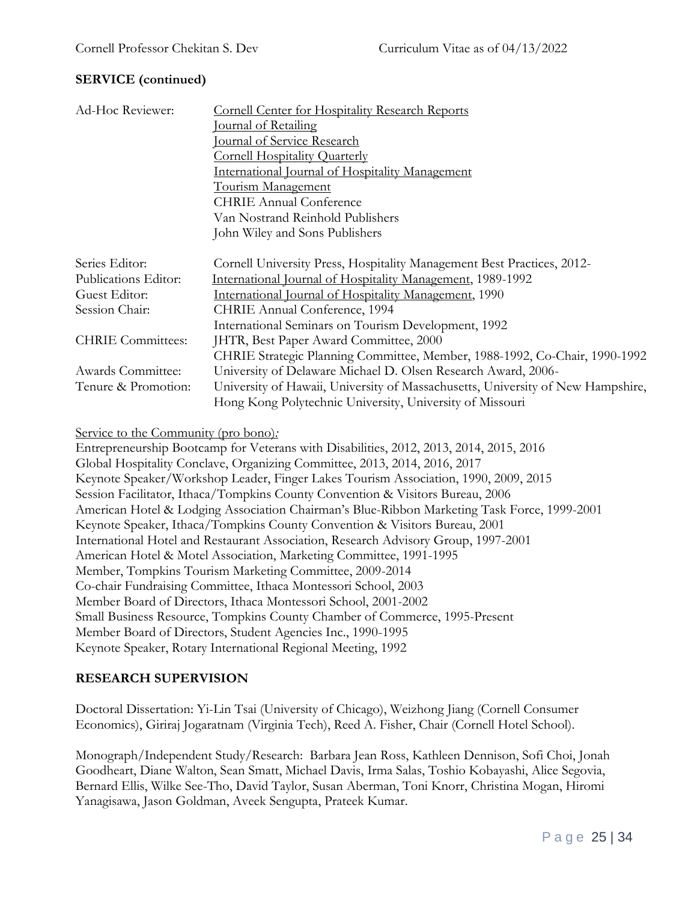## SERVICE (continued)

| | |
|---|---|
| Ad-Hoc Reviewer: | Cornell Center for Hospitality Research Reports |
| | Journal of Retailing |
| | Journal of Service Research |
| | Cornell Hospitality Quarterly |
| | International Journal of Hospitality Management |
| | Tourism Management |
| | CHRIE Annual Conference |
| | Van Nostrand Reinhold Publishers |
| | John Wiley and Sons Publishers |
| Series Editor: | Cornell University Press, Hospitality Management Best Practices, 2012- |
| Publications Editor: | International Journal of Hospitality Management, 1989-1992 |
| Guest Editor: | International Journal of Hospitality Management, 1990 |
| Session Chair: | CHRIE Annual Conference, 1994 |
| | International Seminars on Tourism Development, 1992 |
| CHRIE Committees: | JHTR, Best Paper Award Committee, 2000 |
| | CHRIE Strategic Planning Committee, Member, 1988-1992, Co-Chair, 1990-1992 |
| Awards Committee: | University of Delaware Michael D. Olsen Research Award, 2006- |
| Tenure & Promotion: | University of Hawaii, University of Massachusetts, University of New Hampshire, Hong Kong Polytechnic University, University of Missouri |

Service to the Community (pro bono):

Entrepreneurship Bootcamp for Veterans with Disabilities, 2012, 2013, 2014, 2015, 2016
Global Hospitality Conclave, Organizing Committee, 2013, 2014, 2016, 2017
Keynote Speaker/Workshop Leader, Finger Lakes Tourism Association, 1990, 2009, 2015
Session Facilitator, Ithaca/Tompkins County Convention & Visitors Bureau, 2006
American Hotel & Lodging Association Chairman's Blue-Ribbon Marketing Task Force, 1999-2001
Keynote Speaker, Ithaca/Tompkins County Convention & Visitors Bureau, 2001
International Hotel and Restaurant Association, Research Advisory Group, 1997-2001
American Hotel & Motel Association, Marketing Committee, 1991-1995
Member, Tompkins Tourism Marketing Committee, 2009-2014
Co-chair Fundraising Committee, Ithaca Montessori School, 2003
Member Board of Directors, Ithaca Montessori School, 2001-2002
Small Business Resource, Tompkins County Chamber of Commerce, 1995-Present
Member Board of Directors, Student Agencies Inc., 1990-1995
Keynote Speaker, Rotary International Regional Meeting, 1992

## RESEARCH SUPERVISION

Doctoral Dissertation: Yi-Lin Tsai (University of Chicago), Weizhong Jiang (Cornell Consumer Economics), Giriraj Jogaratnam (Virginia Tech), Reed A. Fisher, Chair (Cornell Hotel School).

Monograph/Independent Study/Research: Barbara Jean Ross, Kathleen Dennison, Sofi Choi, Jonah Goodheart, Diane Walton, Sean Smatt, Michael Davis, Irma Salas, Toshio Kobayashi, Alice Segovia, Bernard Ellis, Wilke See-Tho, David Taylor, Susan Aberman, Toni Knorr, Christina Mogan, Hiromi Yanagisawa, Jason Goldman, Aveek Sengupta, Prateek Kumar.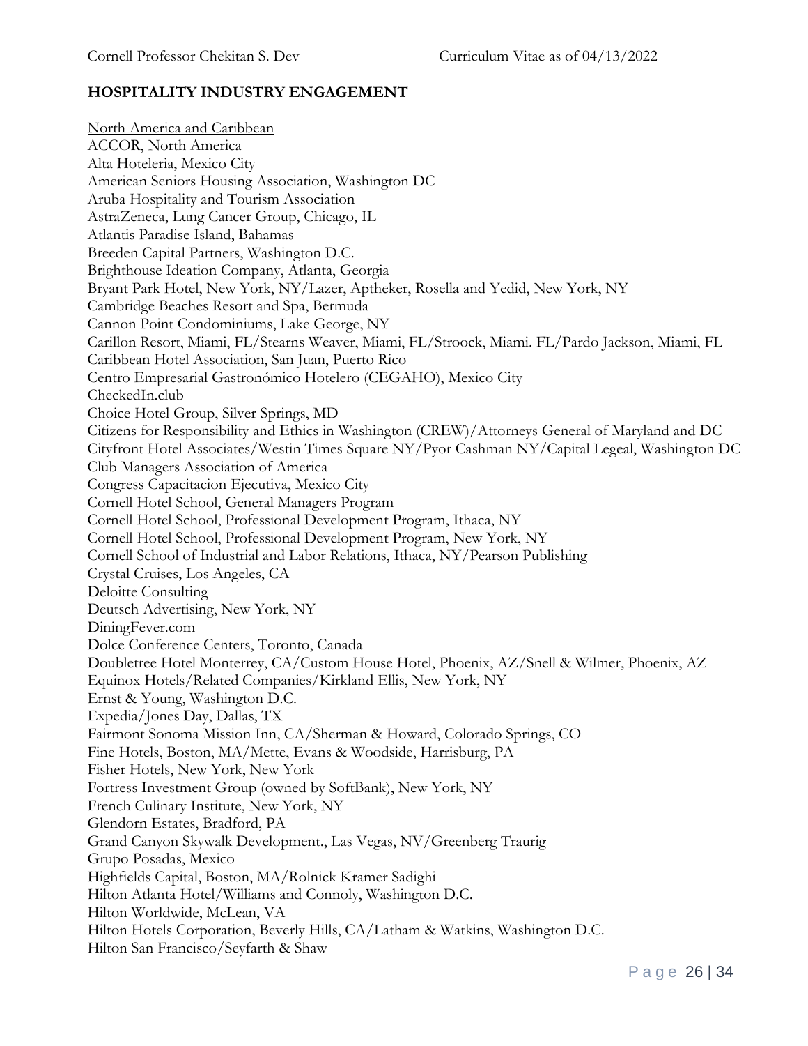## HOSPITALITY INDUSTRY ENGAGEMENT

North America and Caribbean

ACCOR, North America
Alta Hoteleria, Mexico City
American Seniors Housing Association, Washington DC
Aruba Hospitality and Tourism Association
AstraZeneca, Lung Cancer Group, Chicago, IL
Atlantis Paradise Island, Bahamas
Breeden Capital Partners, Washington D.C.
Brighthouse Ideation Company, Atlanta, Georgia
Bryant Park Hotel, New York, NY/Lazer, Aptheker, Rosella and Yedid, New York, NY
Cambridge Beaches Resort and Spa, Bermuda
Cannon Point Condominiums, Lake George, NY
Carillon Resort, Miami, FL/Stearns Weaver, Miami, FL/Stroock, Miami. FL/Pardo Jackson, Miami, FL
Caribbean Hotel Association, San Juan, Puerto Rico
Centro Empresarial Gastronómico Hotelero (CEGAHO), Mexico City
CheckedIn.club
Choice Hotel Group, Silver Springs, MD
Citizens for Responsibility and Ethics in Washington (CREW)/Attorneys General of Maryland and DC
Cityfront Hotel Associates/Westin Times Square NY/Pyor Cashman NY/Capital Legeal, Washington DC
Club Managers Association of America
Congress Capacitacion Ejecutiva, Mexico City
Cornell Hotel School, General Managers Program
Cornell Hotel School, Professional Development Program, Ithaca, NY
Cornell Hotel School, Professional Development Program, New York, NY
Cornell School of Industrial and Labor Relations, Ithaca, NY/Pearson Publishing
Crystal Cruises, Los Angeles, CA
Deloitte Consulting
Deutsch Advertising, New York, NY
DiningFever.com
Dolce Conference Centers, Toronto, Canada
Doubletree Hotel Monterrey, CA/Custom House Hotel, Phoenix, AZ/Snell & Wilmer, Phoenix, AZ
Equinox Hotels/Related Companies/Kirkland Ellis, New York, NY
Ernst & Young, Washington D.C.
Expedia/Jones Day, Dallas, TX
Fairmont Sonoma Mission Inn, CA/Sherman & Howard, Colorado Springs, CO
Fine Hotels, Boston, MA/Mette, Evans & Woodside, Harrisburg, PA
Fisher Hotels, New York, New York
Fortress Investment Group (owned by SoftBank), New York, NY
French Culinary Institute, New York, NY
Glendorn Estates, Bradford, PA
Grand Canyon Skywalk Development., Las Vegas, NV/Greenberg Traurig
Grupo Posadas, Mexico
Highfields Capital, Boston, MA/Rolnick Kramer Sadighi
Hilton Atlanta Hotel/Williams and Connoly, Washington D.C.
Hilton Worldwide, McLean, VA
Hilton Hotels Corporation, Beverly Hills, CA/Latham & Watkins, Washington D.C.
Hilton San Francisco/Seyfarth & Shaw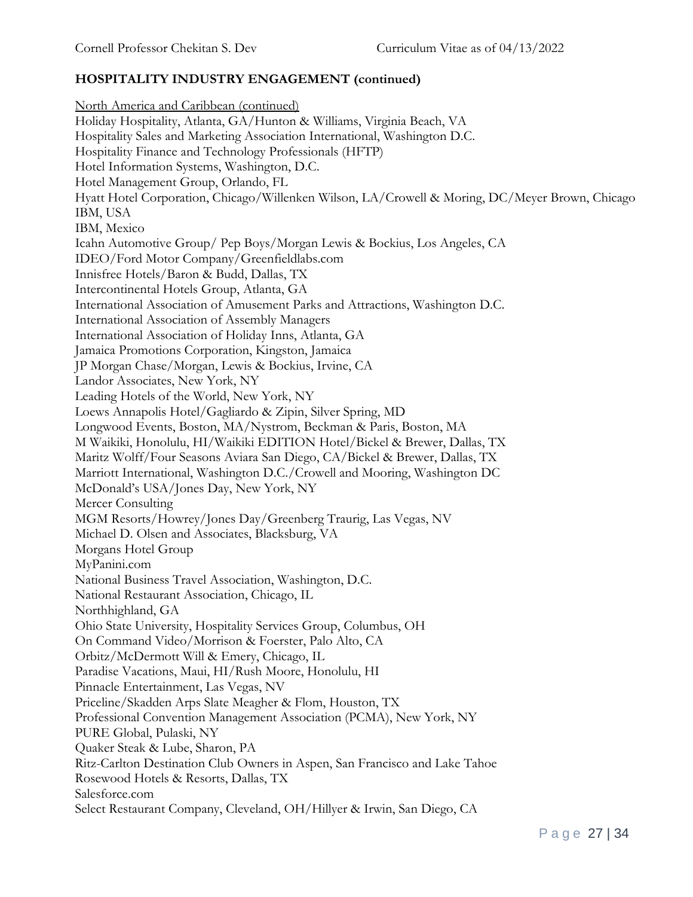## HOSPITALITY INDUSTRY ENGAGEMENT (continued)

North America and Caribbean (continued)

Holiday Hospitality, Atlanta, GA/Hunton & Williams, Virginia Beach, VA
Hospitality Sales and Marketing Association International, Washington D.C.
Hospitality Finance and Technology Professionals (HFTP)
Hotel Information Systems, Washington, D.C.
Hotel Management Group, Orlando, FL
Hyatt Hotel Corporation, Chicago/Willenken Wilson, LA/Crowell & Moring, DC/Meyer Brown, Chicago
IBM, USA
IBM, Mexico
Icahn Automotive Group/ Pep Boys/Morgan Lewis & Bockius, Los Angeles, CA
IDEO/Ford Motor Company/Greenfieldlabs.com
Innisfree Hotels/Baron & Budd, Dallas, TX
Intercontinental Hotels Group, Atlanta, GA
International Association of Amusement Parks and Attractions, Washington D.C.
International Association of Assembly Managers
International Association of Holiday Inns, Atlanta, GA
Jamaica Promotions Corporation, Kingston, Jamaica
JP Morgan Chase/Morgan, Lewis & Bockius, Irvine, CA
Landor Associates, New York, NY
Leading Hotels of the World, New York, NY
Loews Annapolis Hotel/Gagliardo & Zipin, Silver Spring, MD
Longwood Events, Boston, MA/Nystrom, Beckman & Paris, Boston, MA
M Waikiki, Honolulu, HI/Waikiki EDITION Hotel/Bickel & Brewer, Dallas, TX
Maritz Wolff/Four Seasons Aviara San Diego, CA/Bickel & Brewer, Dallas, TX
Marriott International, Washington D.C./Crowell and Mooring, Washington DC
McDonald's USA/Jones Day, New York, NY
Mercer Consulting
MGM Resorts/Howrey/Jones Day/Greenberg Traurig, Las Vegas, NV
Michael D. Olsen and Associates, Blacksburg, VA
Morgans Hotel Group
MyPanini.com
National Business Travel Association, Washington, D.C.
National Restaurant Association, Chicago, IL
Northhighland, GA
Ohio State University, Hospitality Services Group, Columbus, OH
On Command Video/Morrison & Foerster, Palo Alto, CA
Orbitz/McDermott Will & Emery, Chicago, IL
Paradise Vacations, Maui, HI/Rush Moore, Honolulu, HI
Pinnacle Entertainment, Las Vegas, NV
Priceline/Skadden Arps Slate Meagher & Flom, Houston, TX
Professional Convention Management Association (PCMA), New York, NY
PURE Global, Pulaski, NY
Quaker Steak & Lube, Sharon, PA
Ritz-Carlton Destination Club Owners in Aspen, San Francisco and Lake Tahoe
Rosewood Hotels & Resorts, Dallas, TX
Salesforce.com
Select Restaurant Company, Cleveland, OH/Hillyer & Irwin, San Diego, CA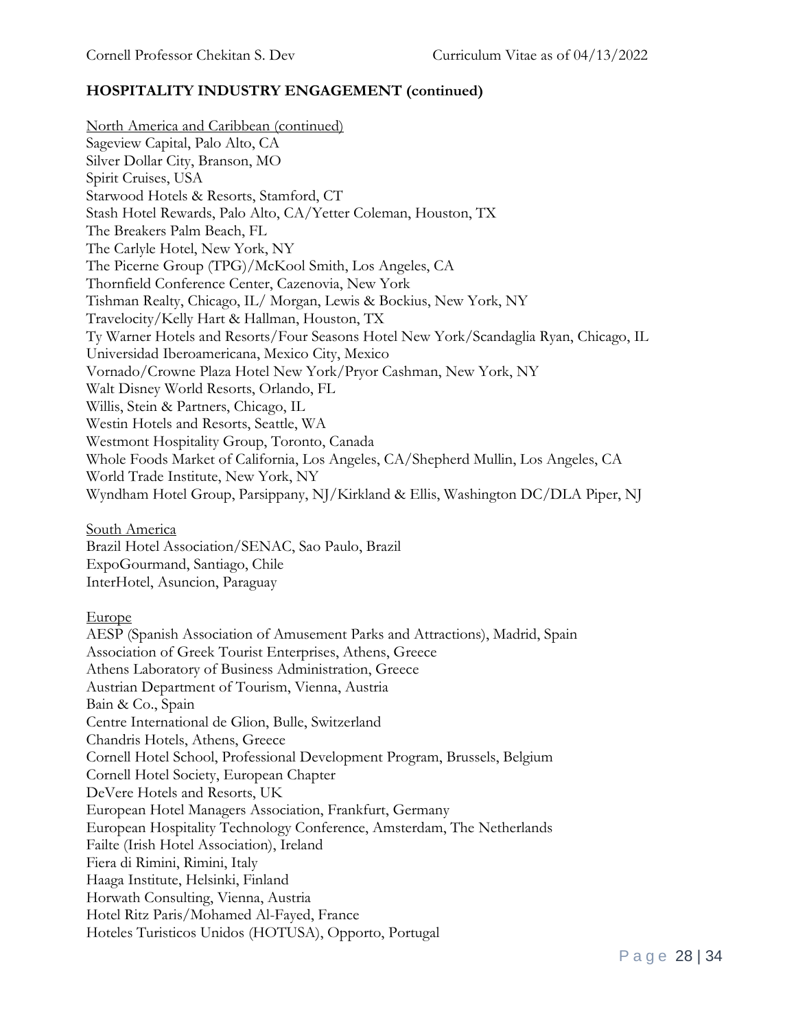**HOSPITALITY INDUSTRY ENGAGEMENT (continued)**

North America and Caribbean (continued)

Sageview Capital, Palo Alto, CA
Silver Dollar City, Branson, MO
Spirit Cruises, USA
Starwood Hotels & Resorts, Stamford, CT
Stash Hotel Rewards, Palo Alto, CA/Yetter Coleman, Houston, TX
The Breakers Palm Beach, FL
The Carlyle Hotel, New York, NY
The Picerne Group (TPG)/McKool Smith, Los Angeles, CA
Thornfield Conference Center, Cazenovia, New York
Tishman Realty, Chicago, IL/ Morgan, Lewis & Bockius, New York, NY
Travelocity/Kelly Hart & Hallman, Houston, TX
Ty Warner Hotels and Resorts/Four Seasons Hotel New York/Scandaglia Ryan, Chicago, IL
Universidad Iberoamericana, Mexico City, Mexico
Vornado/Crowne Plaza Hotel New York/Pryor Cashman, New York, NY
Walt Disney World Resorts, Orlando, FL
Willis, Stein & Partners, Chicago, IL
Westin Hotels and Resorts, Seattle, WA
Westmont Hospitality Group, Toronto, Canada
Whole Foods Market of California, Los Angeles, CA/Shepherd Mullin, Los Angeles, CA
World Trade Institute, New York, NY
Wyndham Hotel Group, Parsippany, NJ/Kirkland & Ellis, Washington DC/DLA Piper, NJ

South America

Brazil Hotel Association/SENAC, Sao Paulo, Brazil
ExpoGourmand, Santiago, Chile
InterHotel, Asuncion, Paraguay

Europe

AESP (Spanish Association of Amusement Parks and Attractions), Madrid, Spain
Association of Greek Tourist Enterprises, Athens, Greece
Athens Laboratory of Business Administration, Greece
Austrian Department of Tourism, Vienna, Austria
Bain & Co., Spain
Centre International de Glion, Bulle, Switzerland
Chandris Hotels, Athens, Greece
Cornell Hotel School, Professional Development Program, Brussels, Belgium
Cornell Hotel Society, European Chapter
DeVere Hotels and Resorts, UK
European Hotel Managers Association, Frankfurt, Germany
European Hospitality Technology Conference, Amsterdam, The Netherlands
Failte (Irish Hotel Association), Ireland
Fiera di Rimini, Rimini, Italy
Haaga Institute, Helsinki, Finland
Horwath Consulting, Vienna, Austria
Hotel Ritz Paris/Mohamed Al-Fayed, France
Hoteles Turisticos Unidos (HOTUSA), Opporto, Portugal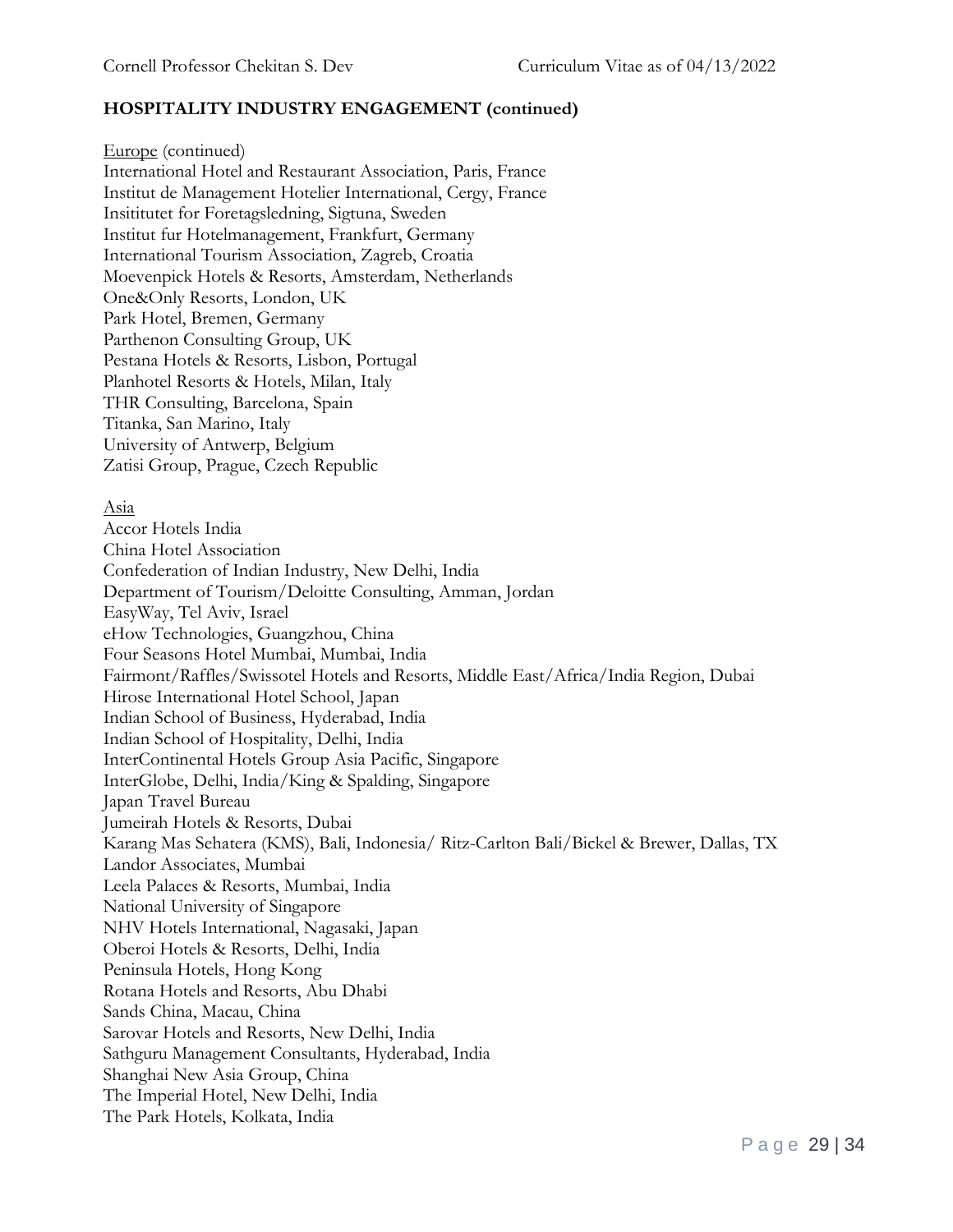**HOSPITALITY INDUSTRY ENGAGEMENT (continued)**

Europe (continued)

International Hotel and Restaurant Association, Paris, France
Institut de Management Hotelier International, Cergy, France
Insititutet for Foretagsledning, Sigtuna, Sweden
Institut fur Hotelmanagement, Frankfurt, Germany
International Tourism Association, Zagreb, Croatia
Moevenpick Hotels & Resorts, Amsterdam, Netherlands
One&Only Resorts, London, UK
Park Hotel, Bremen, Germany
Parthenon Consulting Group, UK
Pestana Hotels & Resorts, Lisbon, Portugal
Planhotel Resorts & Hotels, Milan, Italy
THR Consulting, Barcelona, Spain
Titanka, San Marino, Italy
University of Antwerp, Belgium
Zatisi Group, Prague, Czech Republic

Asia

Accor Hotels India
China Hotel Association
Confederation of Indian Industry, New Delhi, India
Department of Tourism/Deloitte Consulting, Amman, Jordan
EasyWay, Tel Aviv, Israel
eHow Technologies, Guangzhou, China
Four Seasons Hotel Mumbai, Mumbai, India
Fairmont/Raffles/Swissotel Hotels and Resorts, Middle East/Africa/India Region, Dubai
Hirose International Hotel School, Japan
Indian School of Business, Hyderabad, India
Indian School of Hospitality, Delhi, India
InterContinental Hotels Group Asia Pacific, Singapore
InterGlobe, Delhi, India/King & Spalding, Singapore
Japan Travel Bureau
Jumeirah Hotels & Resorts, Dubai
Karang Mas Sehatera (KMS), Bali, Indonesia/ Ritz-Carlton Bali/Bickel & Brewer, Dallas, TX
Landor Associates, Mumbai
Leela Palaces & Resorts, Mumbai, India
National University of Singapore
NHV Hotels International, Nagasaki, Japan
Oberoi Hotels & Resorts, Delhi, India
Peninsula Hotels, Hong Kong
Rotana Hotels and Resorts, Abu Dhabi
Sands China, Macau, China
Sarovar Hotels and Resorts, New Delhi, India
Sathguru Management Consultants, Hyderabad, India
Shanghai New Asia Group, China
The Imperial Hotel, New Delhi, India
The Park Hotels, Kolkata, India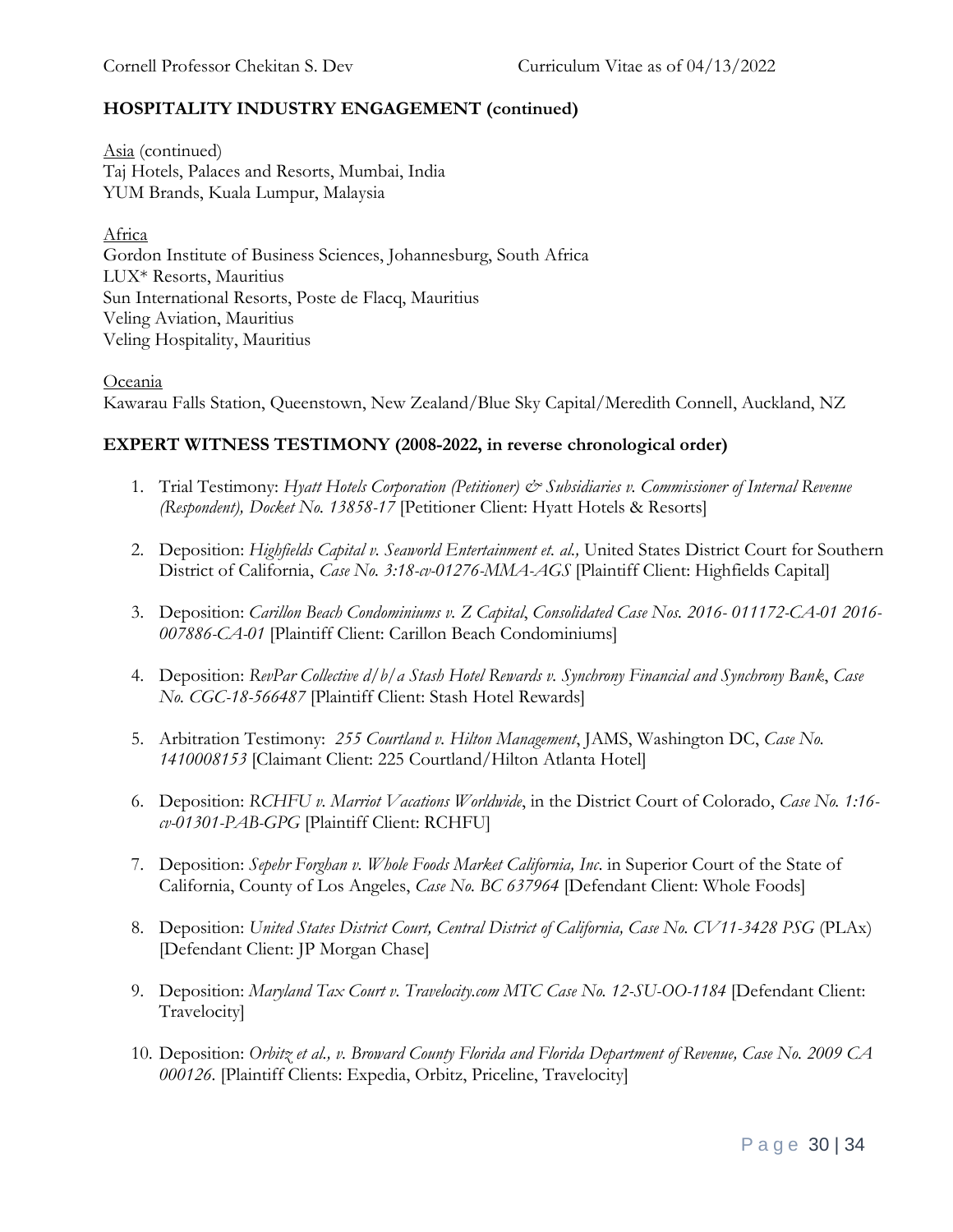## HOSPITALITY INDUSTRY ENGAGEMENT (continued)

Asia (continued)
Taj Hotels, Palaces and Resorts, Mumbai, India
YUM Brands, Kuala Lumpur, Malaysia

Africa
Gordon Institute of Business Sciences, Johannesburg, South Africa
LUX* Resorts, Mauritius
Sun International Resorts, Poste de Flacq, Mauritius
Veling Aviation, Mauritius
Veling Hospitality, Mauritius

Oceania
Kawarau Falls Station, Queenstown, New Zealand/Blue Sky Capital/Meredith Connell, Auckland, NZ

## EXPERT WITNESS TESTIMONY (2008-2022, in reverse chronological order)

1. Trial Testimony: *Hyatt Hotels Corporation (Petitioner) & Subsidiaries v. Commissioner of Internal Revenue (Respondent), Docket No. 13858-17* [Petitioner Client: Hyatt Hotels & Resorts]
2. Deposition: *Highfields Capital v. Seaworld Entertainment et. al.,* United States District Court for Southern District of California, *Case No. 3:18-cv-01276-MMA-AGS* [Plaintiff Client: Highfields Capital]
3. Deposition: *Carillon Beach Condominiums v. Z Capital*, *Consolidated Case Nos. 2016- 011172-CA-01 2016-007886-CA-01* [Plaintiff Client: Carillon Beach Condominiums]
4. Deposition: *RevPar Collective d/b/a Stash Hotel Rewards v. Synchrony Financial and Synchrony Bank*, *Case No. CGC-18-566487* [Plaintiff Client: Stash Hotel Rewards]
5. Arbitration Testimony: *255 Courtland v. Hilton Management*, JAMS, Washington DC, *Case No. 1410008153* [Claimant Client: 225 Courtland/Hilton Atlanta Hotel]
6. Deposition: *RCHFU v. Marriot Vacations Worldwide*, in the District Court of Colorado, *Case No. 1:16-cv-01301-PAB-GPG* [Plaintiff Client: RCHFU]
7. Deposition: *Sepehr Forghan v. Whole Foods Market California, Inc*. in Superior Court of the State of California, County of Los Angeles, *Case No. BC 637964* [Defendant Client: Whole Foods]
8. Deposition: *United States District Court, Central District of California, Case No. CV11-3428 PSG* (PLAx) [Defendant Client: JP Morgan Chase]
9. Deposition: *Maryland Tax Court v. Travelocity.com MTC Case No. 12-SU-OO-1184* [Defendant Client: Travelocity]
10. Deposition: *Orbitz et al., v. Broward County Florida and Florida Department of Revenue, Case No. 2009 CA 000126*. [Plaintiff Clients: Expedia, Orbitz, Priceline, Travelocity]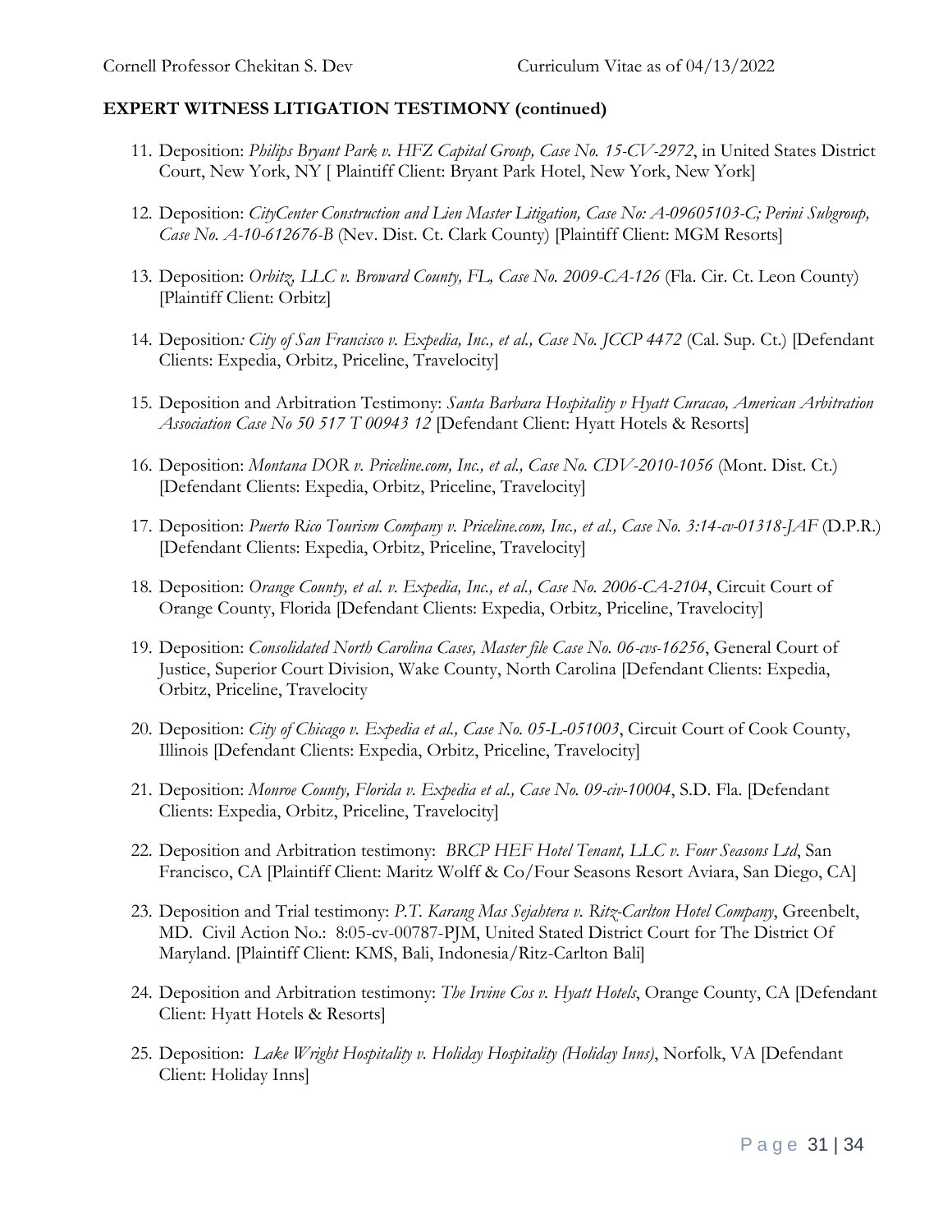**EXPERT WITNESS LITIGATION TESTIMONY (continued)**

11. Deposition: *Philips Bryant Park v. HFZ Capital Group, Case No. 15-CV-2972*, in United States District Court, New York, NY [ Plaintiff Client: Bryant Park Hotel, New York, New York]

12. Deposition: *CityCenter Construction and Lien Master Litigation, Case No: A-09605103-C; Perini Subgroup, Case No. A-10-612676-B* (Nev. Dist. Ct. Clark County) [Plaintiff Client: MGM Resorts]

13. Deposition: *Orbitz, LLC v. Broward County, FL, Case No. 2009-CA-126* (Fla. Cir. Ct. Leon County) [Plaintiff Client: Orbitz]

14. Deposition*: City of San Francisco v. Expedia, Inc., et al., Case No. JCCP 4472* (Cal. Sup. Ct.) [Defendant Clients: Expedia, Orbitz, Priceline, Travelocity]

15. Deposition and Arbitration Testimony: *Santa Barbara Hospitality v Hyatt Curacao, American Arbitration Association Case No 50 517 T 00943 12* [Defendant Client: Hyatt Hotels & Resorts]

16. Deposition: *Montana DOR v. Priceline.com, Inc., et al., Case No. CDV-2010-1056* (Mont. Dist. Ct.) [Defendant Clients: Expedia, Orbitz, Priceline, Travelocity]

17. Deposition: *Puerto Rico Tourism Company v. Priceline.com, Inc., et al., Case No. 3:14-cv-01318-JAF* (D.P.R.) [Defendant Clients: Expedia, Orbitz, Priceline, Travelocity]

18. Deposition: *Orange County, et al. v. Expedia, Inc., et al., Case No. 2006-CA-2104*, Circuit Court of Orange County, Florida [Defendant Clients: Expedia, Orbitz, Priceline, Travelocity]

19. Deposition: *Consolidated North Carolina Cases, Master file Case No. 06-cvs-16256*, General Court of Justice, Superior Court Division, Wake County, North Carolina [Defendant Clients: Expedia, Orbitz, Priceline, Travelocity

20. Deposition: *City of Chicago v. Expedia et al., Case No. 05-L-051003*, Circuit Court of Cook County, Illinois [Defendant Clients: Expedia, Orbitz, Priceline, Travelocity]

21. Deposition: *Monroe County, Florida v. Expedia et al., Case No. 09-civ-10004*, S.D. Fla. [Defendant Clients: Expedia, Orbitz, Priceline, Travelocity]

22. Deposition and Arbitration testimony: *BRCP HEF Hotel Tenant, LLC v. Four Seasons Ltd*, San Francisco, CA [Plaintiff Client: Maritz Wolff & Co/Four Seasons Resort Aviara, San Diego, CA]

23. Deposition and Trial testimony: *P.T. Karang Mas Sejahtera v. Ritz-Carlton Hotel Company*, Greenbelt, MD. Civil Action No.: 8:05-cv-00787-PJM, United Stated District Court for The District Of Maryland. [Plaintiff Client: KMS, Bali, Indonesia/Ritz-Carlton Bali]

24. Deposition and Arbitration testimony: *The Irvine Cos v. Hyatt Hotels*, Orange County, CA [Defendant Client: Hyatt Hotels & Resorts]

25. Deposition: *Lake Wright Hospitality v. Holiday Hospitality (Holiday Inns)*, Norfolk, VA [Defendant Client: Holiday Inns]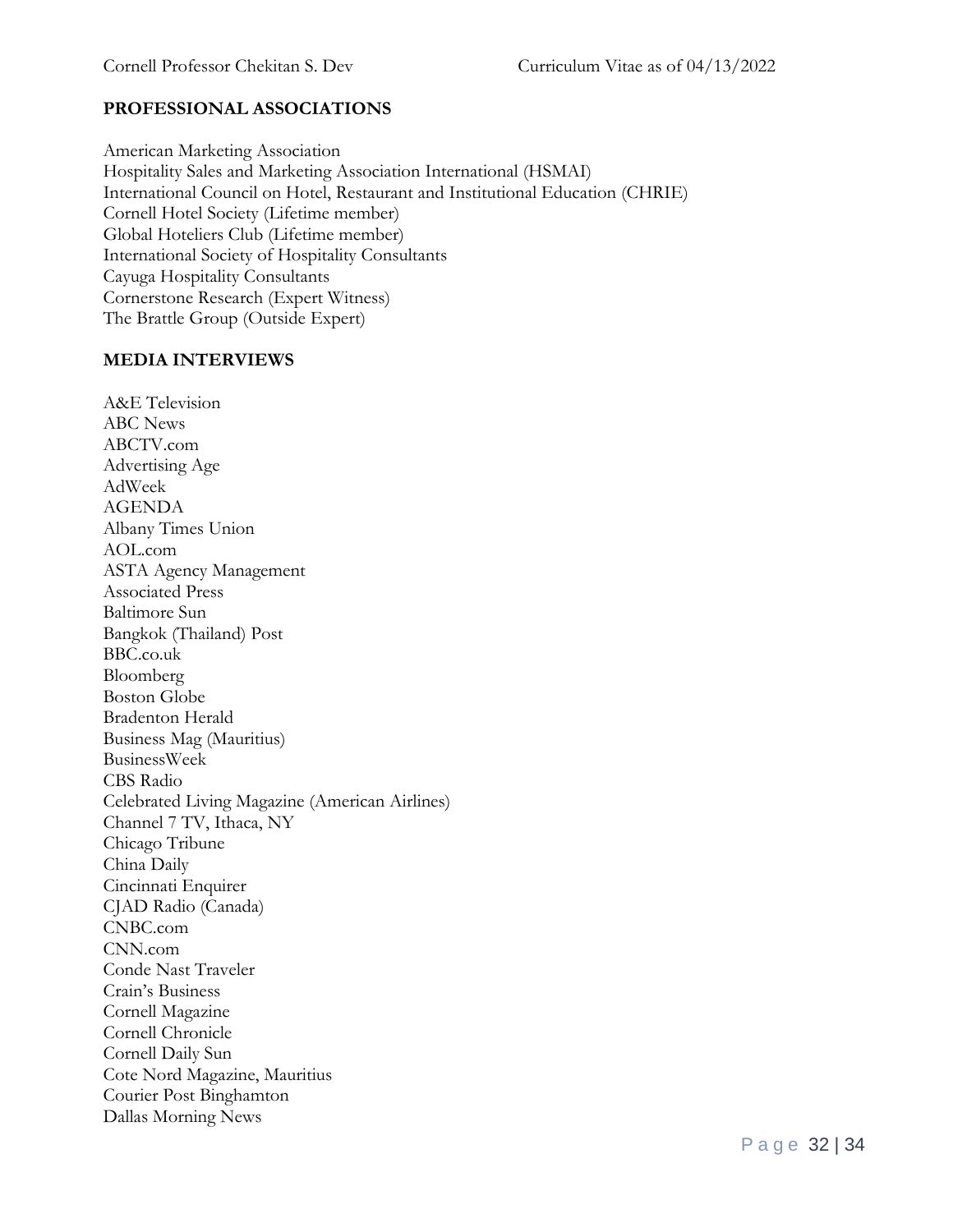## PROFESSIONAL ASSOCIATIONS

American Marketing Association
Hospitality Sales and Marketing Association International (HSMAI)
International Council on Hotel, Restaurant and Institutional Education (CHRIE)
Cornell Hotel Society (Lifetime member)
Global Hoteliers Club (Lifetime member)
International Society of Hospitality Consultants
Cayuga Hospitality Consultants
Cornerstone Research (Expert Witness)
The Brattle Group (Outside Expert)

## MEDIA INTERVIEWS

A&E Television
ABC News
ABCTV.com
Advertising Age
AdWeek
AGENDA
Albany Times Union
AOL.com
ASTA Agency Management
Associated Press
Baltimore Sun
Bangkok (Thailand) Post
BBC.co.uk
Bloomberg
Boston Globe
Bradenton Herald
Business Mag (Mauritius)
BusinessWeek
CBS Radio
Celebrated Living Magazine (American Airlines)
Channel 7 TV, Ithaca, NY
Chicago Tribune
China Daily
Cincinnati Enquirer
CJAD Radio (Canada)
CNBC.com
CNN.com
Conde Nast Traveler
Crain's Business
Cornell Magazine
Cornell Chronicle
Cornell Daily Sun
Cote Nord Magazine, Mauritius
Courier Post Binghamton
Dallas Morning News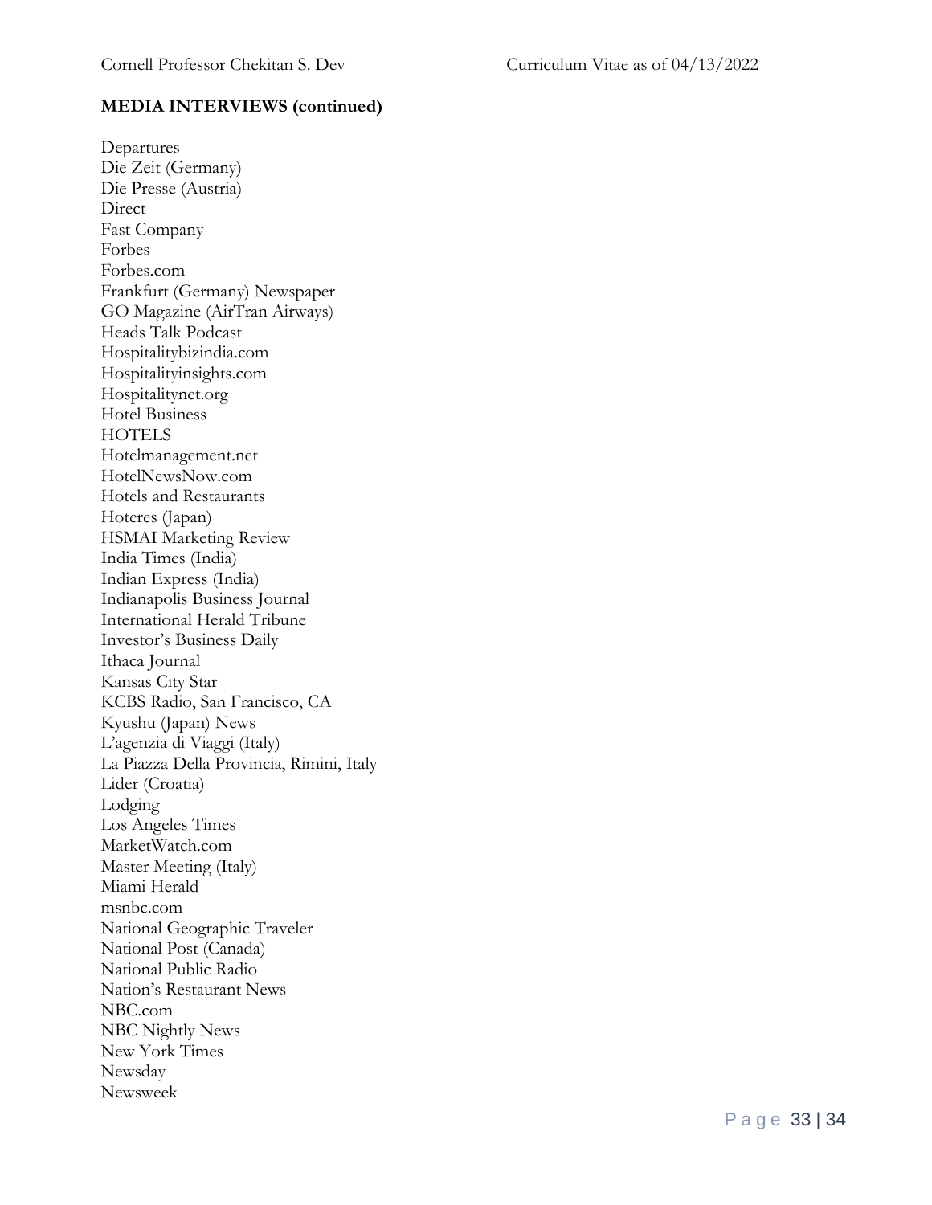**MEDIA INTERVIEWS (continued)**

Departures
Die Zeit (Germany)
Die Presse (Austria)
Direct
Fast Company
Forbes
Forbes.com
Frankfurt (Germany) Newspaper
GO Magazine (AirTran Airways)
Heads Talk Podcast
Hospitalitybizindia.com
Hospitalityinsights.com
Hospitalitynet.org
Hotel Business
HOTELS
Hotelmanagement.net
HotelNewsNow.com
Hotels and Restaurants
Hoteres (Japan)
HSMAI Marketing Review
India Times (India)
Indian Express (India)
Indianapolis Business Journal
International Herald Tribune
Investor's Business Daily
Ithaca Journal
Kansas City Star
KCBS Radio, San Francisco, CA
Kyushu (Japan) News
L'agenzia di Viaggi (Italy)
La Piazza Della Provincia, Rimini, Italy
Lider (Croatia)
Lodging
Los Angeles Times
MarketWatch.com
Master Meeting (Italy)
Miami Herald
msnbc.com
National Geographic Traveler
National Post (Canada)
National Public Radio
Nation's Restaurant News
NBC.com
NBC Nightly News
New York Times
Newsday
Newsweek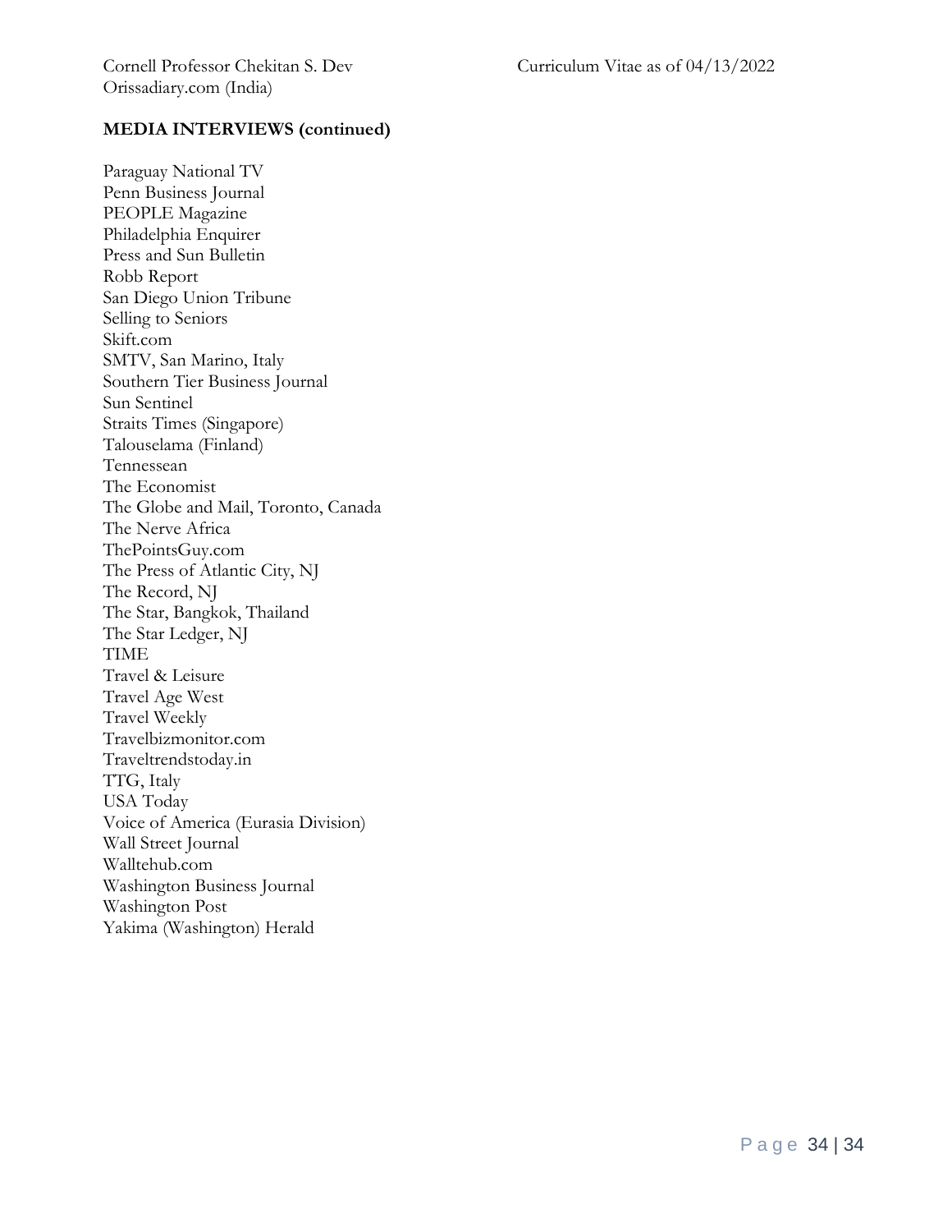Orissadiary.com (India)

**MEDIA INTERVIEWS (continued)**

Paraguay National TV
Penn Business Journal
PEOPLE Magazine
Philadelphia Enquirer
Press and Sun Bulletin
Robb Report
San Diego Union Tribune
Selling to Seniors
Skift.com
SMTV, San Marino, Italy
Southern Tier Business Journal
Sun Sentinel
Straits Times (Singapore)
Talouselama (Finland)
Tennessean
The Economist
The Globe and Mail, Toronto, Canada
The Nerve Africa
ThePointsGuy.com
The Press of Atlantic City, NJ
The Record, NJ
The Star, Bangkok, Thailand
The Star Ledger, NJ
TIME
Travel & Leisure
Travel Age West
Travel Weekly
Travelbizmonitor.com
Traveltrendstoday.in
TTG, Italy
USA Today
Voice of America (Eurasia Division)
Wall Street Journal
Walltehub.com
Washington Business Journal
Washington Post
Yakima (Washington) Herald